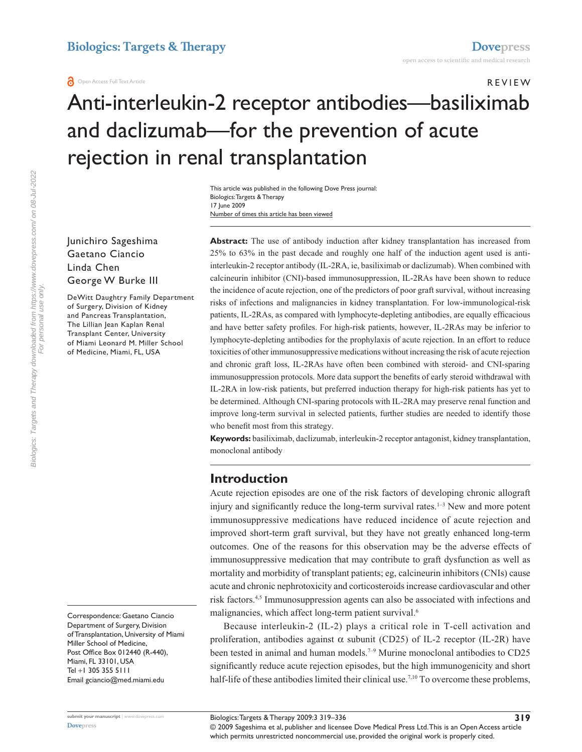Open Access Full Text Article

REVIEW

# Anti-interleukin-2 receptor antibodies—basiliximab and daclizumab—for the prevention of acute rejection in renal transplantation

This article was published in the following Dove Press journal:
Biologics: Targets & Therapy
17 June 2009
Number of times this article has been viewed

Junichiro Sageshima
Gaetano Ciancio
Linda Chen
George W Burke III

DeWitt Daughtry Family Department of Surgery, Division of Kidney and Pancreas Transplantation, The Lillian Jean Kaplan Renal Transplant Center, University of Miami Leonard M. Miller School of Medicine, Miami, FL, USA

Correspondence: Gaetano Ciancio
Department of Surgery, Division of Transplantation, University of Miami Miller School of Medicine,
Post Office Box 012440 (R-440),
Miami, FL 33101, USA
Tel +1 305 355 5111
Email gciancio@med.miami.edu

**Abstract:** The use of antibody induction after kidney transplantation has increased from 25% to 63% in the past decade and roughly one half of the induction agent used is anti-interleukin-2 receptor antibody (IL-2RA, ie, basiliximab or daclizumab). When combined with calcineurin inhibitor (CNI)-based immunosuppression, IL-2RAs have been shown to reduce the incidence of acute rejection, one of the predictors of poor graft survival, without increasing risks of infections and malignancies in kidney transplantation. For low-immunological-risk patients, IL-2RAs, as compared with lymphocyte-depleting antibodies, are equally efficacious and have better safety profiles. For high-risk patients, however, IL-2RAs may be inferior to lymphocyte-depleting antibodies for the prophylaxis of acute rejection. In an effort to reduce toxicities of other immunosuppressive medications without increasing the risk of acute rejection and chronic graft loss, IL-2RAs have often been combined with steroid- and CNI-sparing immunosuppression protocols. More data support the benefits of early steroid withdrawal with IL-2RA in low-risk patients, but preferred induction therapy for high-risk patients has yet to be determined. Although CNI-sparing protocols with IL-2RA may preserve renal function and improve long-term survival in selected patients, further studies are needed to identify those who benefit most from this strategy.

**Keywords:** basiliximab, daclizumab, interleukin-2 receptor antagonist, kidney transplantation, monoclonal antibody

## Introduction

Acute rejection episodes are one of the risk factors of developing chronic allograft injury and significantly reduce the long-term survival rates.[1–3] New and more potent immunosuppressive medications have reduced incidence of acute rejection and improved short-term graft survival, but they have not greatly enhanced long-term outcomes. One of the reasons for this observation may be the adverse effects of immunosuppressive medication that may contribute to graft dysfunction as well as mortality and morbidity of transplant patients; eg, calcineurin inhibitors (CNIs) cause acute and chronic nephrotoxicity and corticosteroids increase cardiovascular and other risk factors.[4,5] Immunosuppression agents can also be associated with infections and malignancies, which affect long-term patient survival.[6]

Because interleukin-2 (IL-2) plays a critical role in T-cell activation and proliferation, antibodies against $\alpha$ subunit (CD25) of IL-2 receptor (IL-2R) have been tested in animal and human models.[7–9] Murine monoclonal antibodies to CD25 significantly reduce acute rejection episodes, but the high immunogenicity and short half-life of these antibodies limited their clinical use.[7,10] To overcome these problems,

© 2009 Sageshima et al, publisher and licensee Dove Medical Press Ltd. This is an Open Access article which permits unrestricted noncommercial use, provided the original work is properly cited.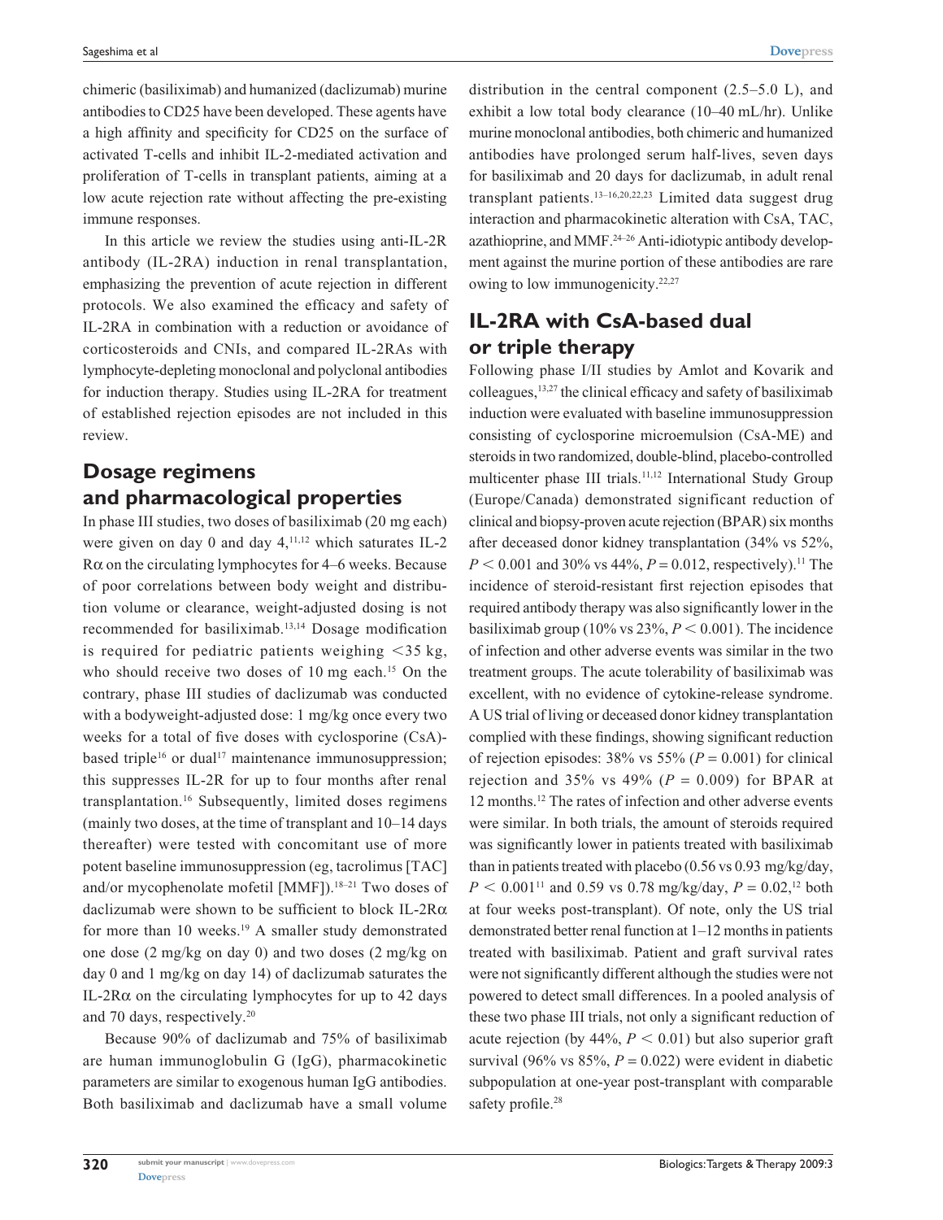chimeric (basiliximab) and humanized (daclizumab) murine antibodies to CD25 have been developed. These agents have a high affinity and specificity for CD25 on the surface of activated T-cells and inhibit IL-2-mediated activation and proliferation of T-cells in transplant patients, aiming at a low acute rejection rate without affecting the pre-existing immune responses.

In this article we review the studies using anti-IL-2R antibody (IL-2RA) induction in renal transplantation, emphasizing the prevention of acute rejection in different protocols. We also examined the efficacy and safety of IL-2RA in combination with a reduction or avoidance of corticosteroids and CNIs, and compared IL-2RAs with lymphocyte-depleting monoclonal and polyclonal antibodies for induction therapy. Studies using IL-2RA for treatment of established rejection episodes are not included in this review.

## Dosage regimens and pharmacological properties

In phase III studies, two doses of basiliximab (20 mg each) were given on day 0 and day 4,[11,12] which saturates IL-2 Rα on the circulating lymphocytes for 4–6 weeks. Because of poor correlations between body weight and distribution volume or clearance, weight-adjusted dosing is not recommended for basiliximab.[13,14] Dosage modification is required for pediatric patients weighing <35 kg, who should receive two doses of 10 mg each.[15] On the contrary, phase III studies of daclizumab was conducted with a bodyweight-adjusted dose: 1 mg/kg once every two weeks for a total of five doses with cyclosporine (CsA)-based triple[16] or dual[17] maintenance immunosuppression; this suppresses IL-2R for up to four months after renal transplantation.[16] Subsequently, limited doses regimens (mainly two doses, at the time of transplant and 10–14 days thereafter) were tested with concomitant use of more potent baseline immunosuppression (eg, tacrolimus [TAC] and/or mycophenolate mofetil [MMF]).[18–21] Two doses of daclizumab were shown to be sufficient to block IL-2Rα for more than 10 weeks.[19] A smaller study demonstrated one dose (2 mg/kg on day 0) and two doses (2 mg/kg on day 0 and 1 mg/kg on day 14) of daclizumab saturates the IL-2Rα on the circulating lymphocytes for up to 42 days and 70 days, respectively.[20]

Because 90% of daclizumab and 75% of basiliximab are human immunoglobulin G (IgG), pharmacokinetic parameters are similar to exogenous human IgG antibodies. Both basiliximab and daclizumab have a small volume distribution in the central component (2.5–5.0 L), and exhibit a low total body clearance (10–40 mL/hr). Unlike murine monoclonal antibodies, both chimeric and humanized antibodies have prolonged serum half-lives, seven days for basiliximab and 20 days for daclizumab, in adult renal transplant patients.[13–16,20,22,23] Limited data suggest drug interaction and pharmacokinetic alteration with CsA, TAC, azathioprine, and MMF.[24–26] Anti-idiotypic antibody development against the murine portion of these antibodies are rare owing to low immunogenicity.[22,27]

## IL-2RA with CsA-based dual or triple therapy

Following phase I/II studies by Amlot and Kovarik and colleagues,[13,27] the clinical efficacy and safety of basiliximab induction were evaluated with baseline immunosuppression consisting of cyclosporine microemulsion (CsA-ME) and steroids in two randomized, double-blind, placebo-controlled multicenter phase III trials.[11,12] International Study Group (Europe/Canada) demonstrated significant reduction of clinical and biopsy-proven acute rejection (BPAR) six months after deceased donor kidney transplantation (34% vs 52%, $P < 0.001$ and 30% vs 44%, $P = 0.012$, respectively).[11] The incidence of steroid-resistant first rejection episodes that required antibody therapy was also significantly lower in the basiliximab group (10% vs 23%, $P < 0.001$). The incidence of infection and other adverse events was similar in the two treatment groups. The acute tolerability of basiliximab was excellent, with no evidence of cytokine-release syndrome. A US trial of living or deceased donor kidney transplantation complied with these findings, showing significant reduction of rejection episodes: 38% vs 55% ($P = 0.001$) for clinical rejection and 35% vs 49% ($P = 0.009$) for BPAR at 12 months.[12] The rates of infection and other adverse events were similar. In both trials, the amount of steroids required was significantly lower in patients treated with basiliximab than in patients treated with placebo (0.56 vs 0.93 mg/kg/day, $P < 0.001$[11] and 0.59 vs 0.78 mg/kg/day, $P = 0.02$,[12] both at four weeks post-transplant). Of note, only the US trial demonstrated better renal function at 1–12 months in patients treated with basiliximab. Patient and graft survival rates were not significantly different although the studies were not powered to detect small differences. In a pooled analysis of these two phase III trials, not only a significant reduction of acute rejection (by 44%, $P < 0.01$) but also superior graft survival (96% vs 85%, $P = 0.022$) were evident in diabetic subpopulation at one-year post-transplant with comparable safety profile.[28]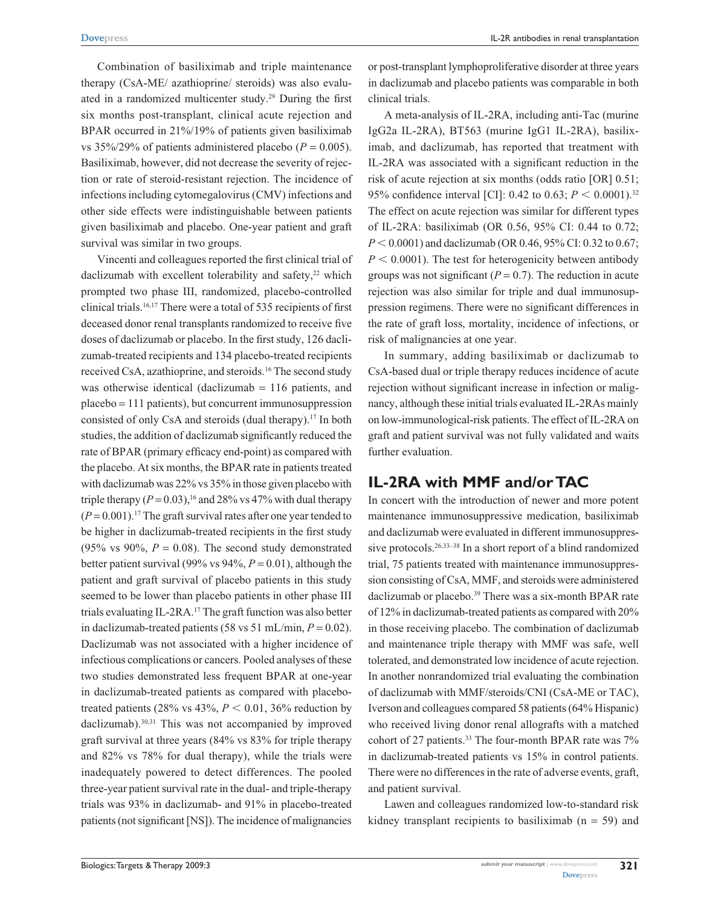Combination of basiliximab and triple maintenance therapy (CsA-ME/ azathioprine/ steroids) was also evaluated in a randomized multicenter study.[29] During the first six months post-transplant, clinical acute rejection and BPAR occurred in 21%/19% of patients given basiliximab vs 35%/29% of patients administered placebo ($P = 0.005$). Basiliximab, however, did not decrease the severity of rejection or rate of steroid-resistant rejection. The incidence of infections including cytomegalovirus (CMV) infections and other side effects were indistinguishable between patients given basiliximab and placebo. One-year patient and graft survival was similar in two groups.

Vincenti and colleagues reported the first clinical trial of daclizumab with excellent tolerability and safety,[22] which prompted two phase III, randomized, placebo-controlled clinical trials.[16,17] There were a total of 535 recipients of first deceased donor renal transplants randomized to receive five doses of daclizumab or placebo. In the first study, 126 daclizumab-treated recipients and 134 placebo-treated recipients received CsA, azathioprine, and steroids.[16] The second study was otherwise identical (daclizumab = 116 patients, and placebo = 111 patients), but concurrent immunosuppression consisted of only CsA and steroids (dual therapy).[17] In both studies, the addition of daclizumab significantly reduced the rate of BPAR (primary efficacy end-point) as compared with the placebo. At six months, the BPAR rate in patients treated with daclizumab was 22% vs 35% in those given placebo with triple therapy ($P = 0.03$),[16] and 28% vs 47% with dual therapy ($P = 0.001$).[17] The graft survival rates after one year tended to be higher in daclizumab-treated recipients in the first study (95% vs 90%, $P = 0.08$). The second study demonstrated better patient survival (99% vs 94%, $P = 0.01$), although the patient and graft survival of placebo patients in this study seemed to be lower than placebo patients in other phase III trials evaluating IL-2RA.[17] The graft function was also better in daclizumab-treated patients (58 vs 51 mL/min, $P = 0.02$). Daclizumab was not associated with a higher incidence of infectious complications or cancers. Pooled analyses of these two studies demonstrated less frequent BPAR at one-year in daclizumab-treated patients as compared with placebo-treated patients (28% vs 43%, $P < 0.01$, 36% reduction by daclizumab).[30,31] This was not accompanied by improved graft survival at three years (84% vs 83% for triple therapy and 82% vs 78% for dual therapy), while the trials were inadequately powered to detect differences. The pooled three-year patient survival rate in the dual- and triple-therapy trials was 93% in daclizumab- and 91% in placebo-treated patients (not significant [NS]). The incidence of malignancies or post-transplant lymphoproliferative disorder at three years in daclizumab and placebo patients was comparable in both clinical trials.

A meta-analysis of IL-2RA, including anti-Tac (murine IgG2a IL-2RA), BT563 (murine IgG1 IL-2RA), basiliximab, and daclizumab, has reported that treatment with IL-2RA was associated with a significant reduction in the risk of acute rejection at six months (odds ratio [OR] 0.51; 95% confidence interval [CI]: 0.42 to 0.63; $P < 0.0001$).[32] The effect on acute rejection was similar for different types of IL-2RA: basiliximab (OR 0.56, 95% CI: 0.44 to 0.72; $P < 0.0001$) and daclizumab (OR 0.46, 95% CI: 0.32 to 0.67; $P < 0.0001$). The test for heterogenicity between antibody groups was not significant ($P = 0.7$). The reduction in acute rejection was also similar for triple and dual immunosuppression regimens. There were no significant differences in the rate of graft loss, mortality, incidence of infections, or risk of malignancies at one year.

In summary, adding basiliximab or daclizumab to CsA-based dual or triple therapy reduces incidence of acute rejection without significant increase in infection or malignancy, although these initial trials evaluated IL-2RAs mainly on low-immunological-risk patients. The effect of IL-2RA on graft and patient survival was not fully validated and waits further evaluation.

## IL-2RA with MMF and/or TAC

In concert with the introduction of newer and more potent maintenance immunosuppressive medication, basiliximab and daclizumab were evaluated in different immunosuppressive protocols.[26,33–38] In a short report of a blind randomized trial, 75 patients treated with maintenance immunosuppression consisting of CsA, MMF, and steroids were administered daclizumab or placebo.[39] There was a six-month BPAR rate of 12% in daclizumab-treated patients as compared with 20% in those receiving placebo. The combination of daclizumab and maintenance triple therapy with MMF was safe, well tolerated, and demonstrated low incidence of acute rejection. In another nonrandomized trial evaluating the combination of daclizumab with MMF/steroids/CNI (CsA-ME or TAC), Iverson and colleagues compared 58 patients (64% Hispanic) who received living donor renal allografts with a matched cohort of 27 patients.[33] The four-month BPAR rate was 7% in daclizumab-treated patients vs 15% in control patients. There were no differences in the rate of adverse events, graft, and patient survival.

Lawen and colleagues randomized low-to-standard risk kidney transplant recipients to basiliximab (n = 59) and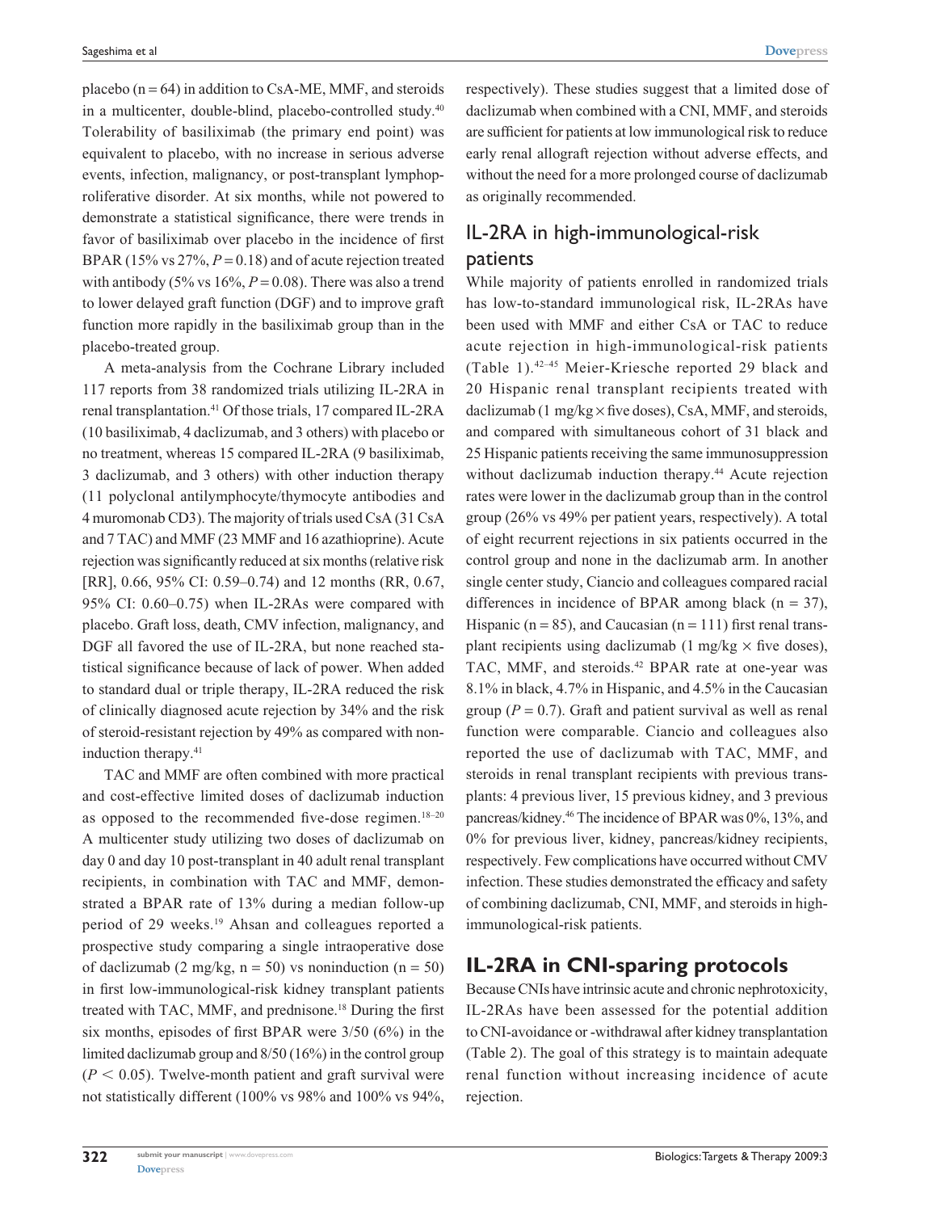placebo (n = 64) in addition to CsA-ME, MMF, and steroids in a multicenter, double-blind, placebo-controlled study.[40] Tolerability of basiliximab (the primary end point) was equivalent to placebo, with no increase in serious adverse events, infection, malignancy, or post-transplant lymphoproliferative disorder. At six months, while not powered to demonstrate a statistical significance, there were trends in favor of basiliximab over placebo in the incidence of first BPAR (15% vs 27%, $P = 0.18$) and of acute rejection treated with antibody (5% vs 16%, $P = 0.08$). There was also a trend to lower delayed graft function (DGF) and to improve graft function more rapidly in the basiliximab group than in the placebo-treated group.

A meta-analysis from the Cochrane Library included 117 reports from 38 randomized trials utilizing IL-2RA in renal transplantation.[41] Of those trials, 17 compared IL-2RA (10 basiliximab, 4 daclizumab, and 3 others) with placebo or no treatment, whereas 15 compared IL-2RA (9 basiliximab, 3 daclizumab, and 3 others) with other induction therapy (11 polyclonal antilymphocyte/thymocyte antibodies and 4 muromonab CD3). The majority of trials used CsA (31 CsA and 7 TAC) and MMF (23 MMF and 16 azathioprine). Acute rejection was significantly reduced at six months (relative risk [RR], 0.66, 95% CI: 0.59–0.74) and 12 months (RR, 0.67, 95% CI: 0.60–0.75) when IL-2RAs were compared with placebo. Graft loss, death, CMV infection, malignancy, and DGF all favored the use of IL-2RA, but none reached statistical significance because of lack of power. When added to standard dual or triple therapy, IL-2RA reduced the risk of clinically diagnosed acute rejection by 34% and the risk of steroid-resistant rejection by 49% as compared with non-induction therapy.[41]

TAC and MMF are often combined with more practical and cost-effective limited doses of daclizumab induction as opposed to the recommended five-dose regimen.[18–20] A multicenter study utilizing two doses of daclizumab on day 0 and day 10 post-transplant in 40 adult renal transplant recipients, in combination with TAC and MMF, demonstrated a BPAR rate of 13% during a median follow-up period of 29 weeks.[19] Ahsan and colleagues reported a prospective study comparing a single intraoperative dose of daclizumab (2 mg/kg, n = 50) vs noninduction (n = 50) in first low-immunological-risk kidney transplant patients treated with TAC, MMF, and prednisone.[18] During the first six months, episodes of first BPAR were 3/50 (6%) in the limited daclizumab group and 8/50 (16%) in the control group ($P < 0.05$). Twelve-month patient and graft survival were not statistically different (100% vs 98% and 100% vs 94%, respectively). These studies suggest that a limited dose of daclizumab when combined with a CNI, MMF, and steroids are sufficient for patients at low immunological risk to reduce early renal allograft rejection without adverse effects, and without the need for a more prolonged course of daclizumab as originally recommended.

## IL-2RA in high-immunological-risk patients

While majority of patients enrolled in randomized trials has low-to-standard immunological risk, IL-2RAs have been used with MMF and either CsA or TAC to reduce acute rejection in high-immunological-risk patients (Table 1).[42–45] Meier-Kriesche reported 29 black and 20 Hispanic renal transplant recipients treated with daclizumab (1 mg/kg × five doses), CsA, MMF, and steroids, and compared with simultaneous cohort of 31 black and 25 Hispanic patients receiving the same immunosuppression without daclizumab induction therapy.[44] Acute rejection rates were lower in the daclizumab group than in the control group (26% vs 49% per patient years, respectively). A total of eight recurrent rejections in six patients occurred in the control group and none in the daclizumab arm. In another single center study, Ciancio and colleagues compared racial differences in incidence of BPAR among black (n = 37), Hispanic (n = 85), and Caucasian (n = 111) first renal transplant recipients using daclizumab (1 mg/kg × five doses), TAC, MMF, and steroids.[42] BPAR rate at one-year was 8.1% in black, 4.7% in Hispanic, and 4.5% in the Caucasian group ($P = 0.7$). Graft and patient survival as well as renal function were comparable. Ciancio and colleagues also reported the use of daclizumab with TAC, MMF, and steroids in renal transplant recipients with previous transplants: 4 previous liver, 15 previous kidney, and 3 previous pancreas/kidney.[46] The incidence of BPAR was 0%, 13%, and 0% for previous liver, kidney, pancreas/kidney recipients, respectively. Few complications have occurred without CMV infection. These studies demonstrated the efficacy and safety of combining daclizumab, CNI, MMF, and steroids in high-immunological-risk patients.

# IL-2RA in CNI-sparing protocols

Because CNIs have intrinsic acute and chronic nephrotoxicity, IL-2RAs have been assessed for the potential addition to CNI-avoidance or -withdrawal after kidney transplantation (Table 2). The goal of this strategy is to maintain adequate renal function without increasing incidence of acute rejection.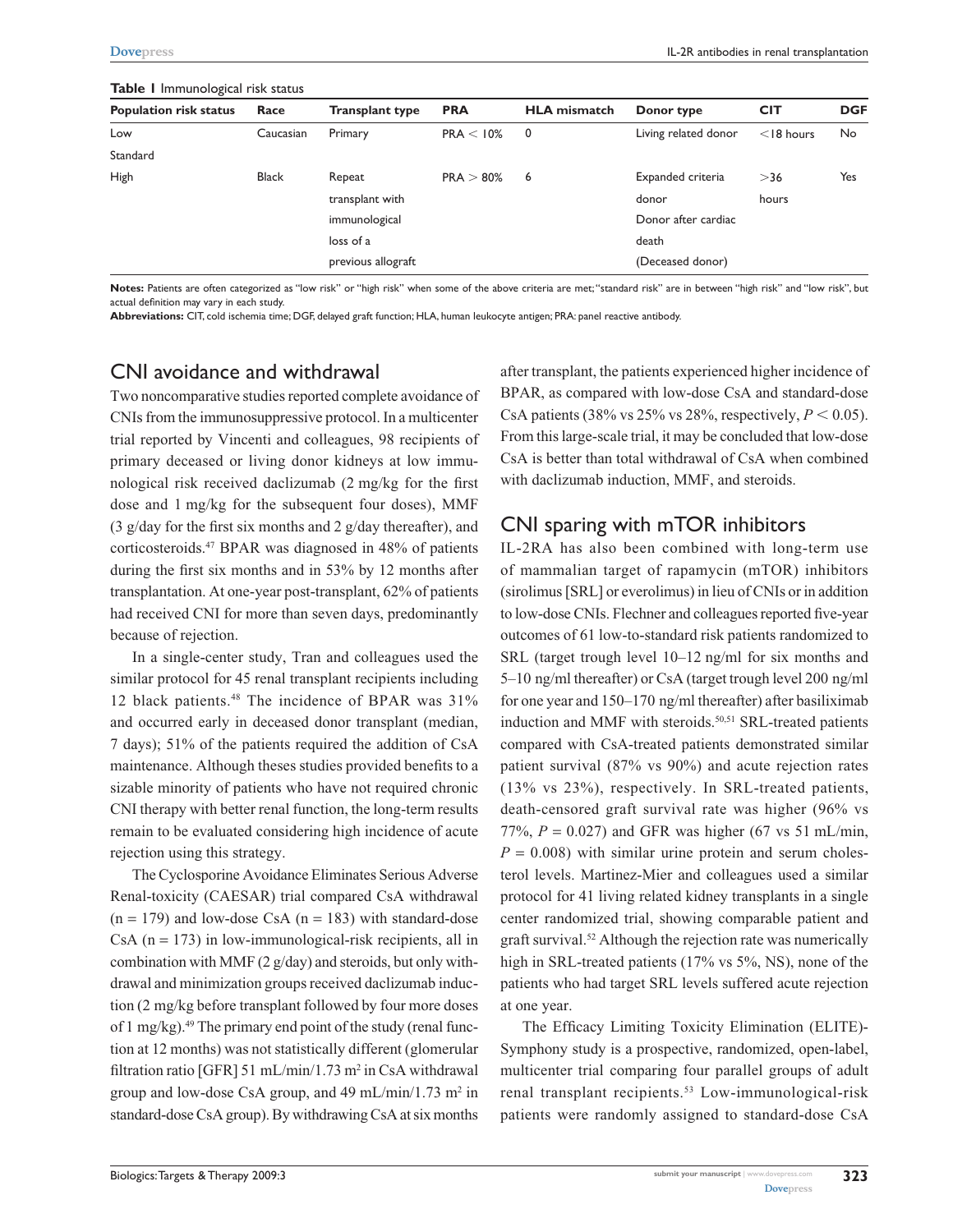**Table 1** Immunological risk status

| Population risk status | Race | Transplant type | PRA | HLA mismatch | Donor type | CIT | DGF |
|---|---|---|---|---|---|---|---|
| Low | Caucasian | Primary | PRA < 10% | 0 | Living related donor | <18 hours | No |
| Standard | | | | | | | |
| High | Black | Repeat transplant with immunological loss of a previous allograft | PRA > 80% | 6 | Expanded criteria donor Donor after cardiac death (Deceased donor) | >36 hours | Yes |

**Notes:** Patients are often categorized as "low risk" or "high risk" when some of the above criteria are met; "standard risk" are in between "high risk" and "low risk", but actual definition may vary in each study.
**Abbreviations:** CIT, cold ischemia time; DGF, delayed graft function; HLA, human leukocyte antigen; PRA: panel reactive antibody.

## CNI avoidance and withdrawal

Two noncomparative studies reported complete avoidance of CNIs from the immunosuppressive protocol. In a multicenter trial reported by Vincenti and colleagues, 98 recipients of primary deceased or living donor kidneys at low immunological risk received daclizumab (2 mg/kg for the first dose and 1 mg/kg for the subsequent four doses), MMF (3 g/day for the first six months and 2 g/day thereafter), and corticosteroids.[47] BPAR was diagnosed in 48% of patients during the first six months and in 53% by 12 months after transplantation. At one-year post-transplant, 62% of patients had received CNI for more than seven days, predominantly because of rejection.

In a single-center study, Tran and colleagues used the similar protocol for 45 renal transplant recipients including 12 black patients.[48] The incidence of BPAR was 31% and occurred early in deceased donor transplant (median, 7 days); 51% of the patients required the addition of CsA maintenance. Although theses studies provided benefits to a sizable minority of patients who have not required chronic CNI therapy with better renal function, the long-term results remain to be evaluated considering high incidence of acute rejection using this strategy.

The Cyclosporine Avoidance Eliminates Serious Adverse Renal-toxicity (CAESAR) trial compared CsA withdrawal (n = 179) and low-dose CsA (n = 183) with standard-dose CsA (n = 173) in low-immunological-risk recipients, all in combination with MMF (2 g/day) and steroids, but only withdrawal and minimization groups received daclizumab induction (2 mg/kg before transplant followed by four more doses of 1 mg/kg).[49] The primary end point of the study (renal function at 12 months) was not statistically different (glomerular filtration ratio [GFR] 51 mL/min/1.73 $m^2$ in CsA withdrawal group and low-dose CsA group, and 49 mL/min/1.73 $m^2$ in standard-dose CsA group). By withdrawing CsA at six months after transplant, the patients experienced higher incidence of BPAR, as compared with low-dose CsA and standard-dose CsA patients (38% vs 25% vs 28%, respectively, $P < 0.05$). From this large-scale trial, it may be concluded that low-dose CsA is better than total withdrawal of CsA when combined with daclizumab induction, MMF, and steroids.

## CNI sparing with mTOR inhibitors

IL-2RA has also been combined with long-term use of mammalian target of rapamycin (mTOR) inhibitors (sirolimus [SRL] or everolimus) in lieu of CNIs or in addition to low-dose CNIs. Flechner and colleagues reported five-year outcomes of 61 low-to-standard risk patients randomized to SRL (target trough level 10–12 ng/ml for six months and 5–10 ng/ml thereafter) or CsA (target trough level 200 ng/ml for one year and 150–170 ng/ml thereafter) after basiliximab induction and MMF with steroids.[50,51] SRL-treated patients compared with CsA-treated patients demonstrated similar patient survival (87% vs 90%) and acute rejection rates (13% vs 23%), respectively. In SRL-treated patients, death-censored graft survival rate was higher (96% vs 77%, $P = 0.027$) and GFR was higher (67 vs 51 mL/min, $P = 0.008$) with similar urine protein and serum cholesterol levels. Martinez-Mier and colleagues used a similar protocol for 41 living related kidney transplants in a single center randomized trial, showing comparable patient and graft survival.[52] Although the rejection rate was numerically high in SRL-treated patients (17% vs 5%, NS), none of the patients who had target SRL levels suffered acute rejection at one year.

The Efficacy Limiting Toxicity Elimination (ELITE)-Symphony study is a prospective, randomized, open-label, multicenter trial comparing four parallel groups of adult renal transplant recipients.[53] Low-immunological-risk patients were randomly assigned to standard-dose CsA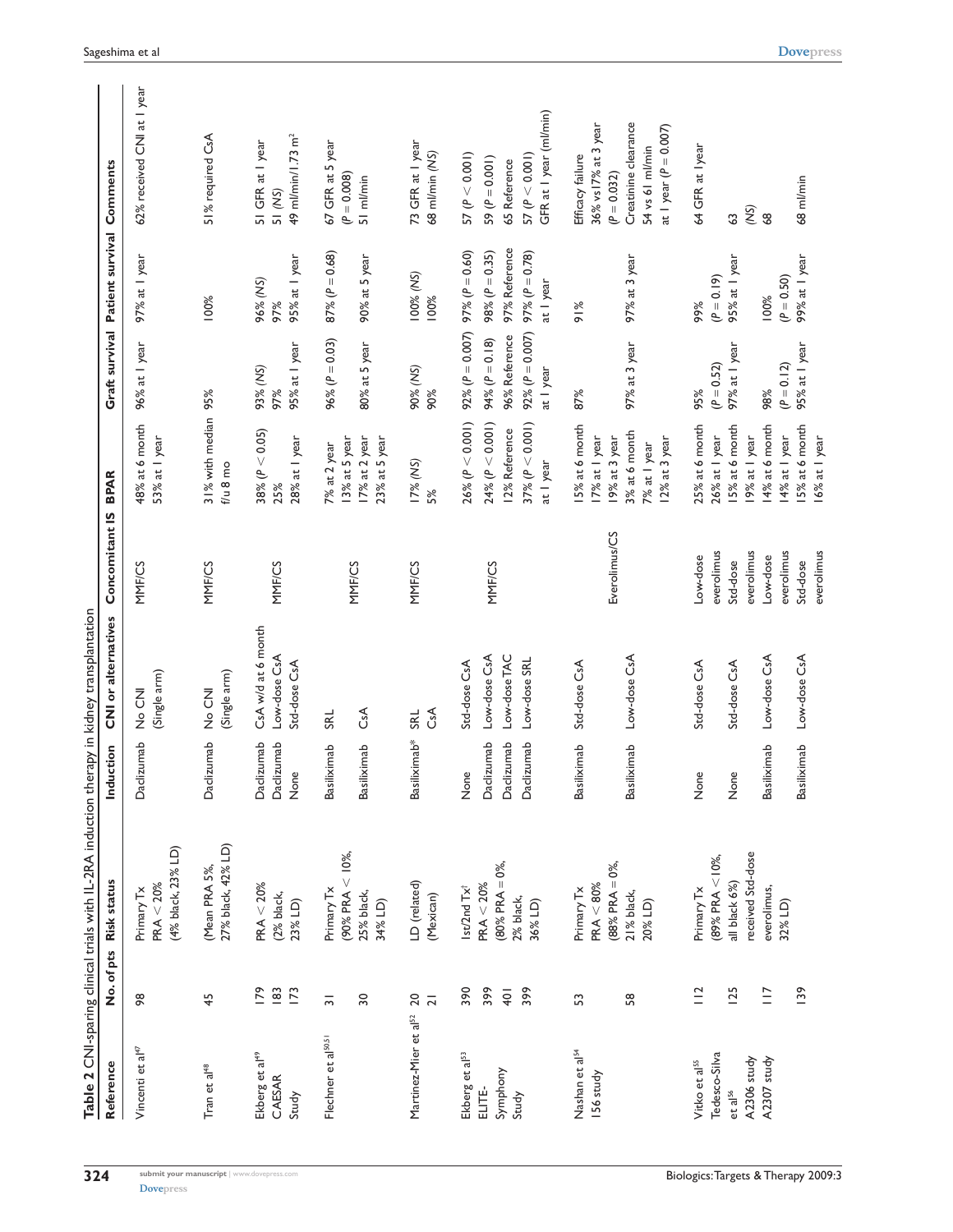**Table 2** CNI-sparing clinical trials with IL-2RA induction therapy in kidney transplantation

| Reference | No. of pts | Risk status | Induction | CNI or alternatives | Concomitant IS | BPAR | Graft survival | Patient survival | Comments |
|---|---|---|---|---|---|---|---|---|---|
| Vincenti et al[47] | 98 | Primary Tx PRA < 20% (4% black, 23% LD) | Daclizumab | No CNI (Single arm) | MMF/CS | 48% at 6 month 53% at 1 year | 96% at 1 year | 97% at 1 year | 62% received CNI at 1 year |
| Tran et al[48] | 45 | (Mean PRA 5%, 27% black, 42% LD) | Daclizumab | No CNI (Single arm) | MMF/CS | 31% with median f/u 8 mo | 95% | 100% | 51% required CsA |
| Ekberg et al[49] CAESAR Study | 179 | PRA < 20% (2% black, 23% LD) | Daclizumab | CsA w/d at 6 month | MMF/CS | 38% ($P < 0.05$) | 93% (NS) | 96% (NS) | 51 GFR at 1 year |
| | 183 | | Daclizumab | Low-dose CsA | | 25% | 97% | 97% | 51 (NS) |
| | 173 | | None | Std-dose CsA | | 28% at 1 year | 95% at 1 year | 95% at 1 year | 49 ml/min/1.73 m$^2$ |
| Flechner et al[50,51] | 31 | Primary Tx (90% PRA < 10%, 25% black, 34% LD) | Basiliximab | SRL | MMF/CS | 7% at 2 year 13% at 5 year | 96% ($P = 0.03$) | 87% ($P = 0.68$) | 67 GFR at 5 year ($P = 0.008$) |
| | 30 | | Basiliximab | CsA | | 17% at 2 year 23% at 5 year | 80% at 5 year | 90% at 5 year | 51 ml/min |
| Martinez-Mier et al[52] | 20 | LD (related) (Mexican) | Basiliximab* | SRL | MMF/CS | 17% (NS) | 90% (NS) | 100% (NS) | 73 GFR at 1 year |
| | 21 | | | CsA | | 5% | 90% | 100% | 68 ml/min (NS) |
| Ekberg et al[53] ELITE-Symphony Study | 390 | 1st/2nd Tx† PRA < 20% (80% PRA = 0%, 2% black, 36% LD) | None | Std-dose CsA | MMF/CS | 26% ($P < 0.001$) | 92% ($P = 0.007$) | 97% ($P = 0.60$) | 57 ($P < 0.001$) |
| | 399 | | Daclizumab | Low-dose CsA | | 24% ($P < 0.001$) | 94% ($P = 0.18$) | 98% ($P = 0.35$) | 59 ($P = 0.001$) |
| | 401 | | Daclizumab | Low-dose TAC | | 12% Reference | 96% Reference | 97% Reference | 65 Reference |
| | 399 | | Daclizumab | Low-dose SRL | | 37% ($P < 0.001$) at 1 year | 92% ($P = 0.007$) at 1 year | 97% ($P = 0.78$) at 1 year | 57 ($P < 0.001$) GFR at 1 year (ml/min) |
| Nashan et al[54] 156 study | 53 | Primary Tx PRA < 80% (88% PRA = 0%, 21% black, 20% LD) | Basiliximab | Std-dose CsA | Everolimus/CS | 15% at 6 month 17% at 1 year 19% at 3 year | 87% | 91% | Efficacy failure 36% vs17% at 3 year ($P = 0.032$) |
| | 58 | | Basiliximab | Low-dose CsA | | 3% at 6 month 7% at 1 year 12% at 3 year | 97% at 3 year | 97% at 3 year | Creatinine clearance 54 vs 61 ml/min at 1 year ($P = 0.007$) |
| Vitko et al[55] Tedesco-Silva et al[56] A2306 study A2307 study | 112 | Primary Tx (89% PRA < 10%, all black 6%) received Std-dose everolimus, 32% LD) | None | Std-dose CsA | Low-dose everolimus | 25% at 6 month 26% at 1 year | 95% ($P = 0.52$) | 99% ($P = 0.19$) | 64 GFR at 1year |
| | 125 | | None | Std-dose CsA | Std-dose everolimus | 15% at 6 month 19% at 1 year | 97% at 1 year | 95% at 1 year | 63 (NS) |
| | 117 | | Basiliximab | Low-dose CsA | Low-dose everolimus | 14% at 6 month 14% at 1 year | 98% ($P = 0.12$) | 100% ($P = 0.50$) | 68 |
| | 139 | | Basiliximab | Low-dose CsA | Std-dose everolimus | 15% at 6 month 16% at 1 year | 95% at 1 year | 99% at 1 year | 68 ml/min |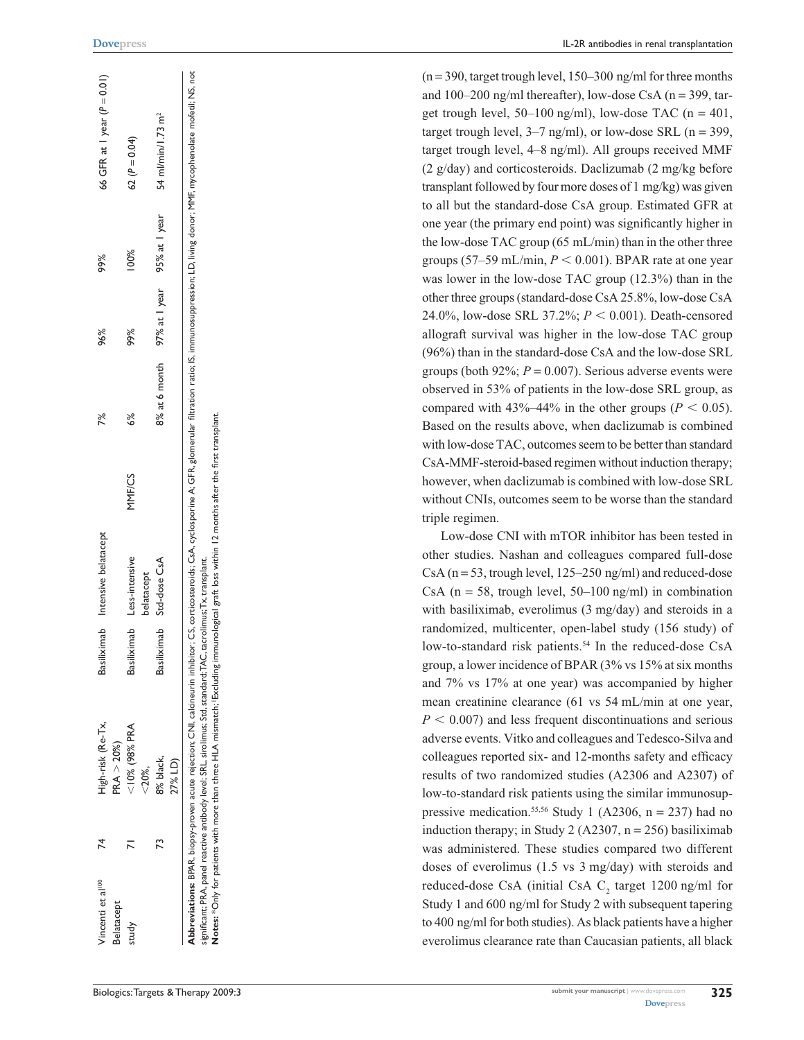| Vincenti et al[100] Belatacept study | 74 | High-risk (Re-Tx, PRA > 20%) | Basiliximab | Intensive belatacept | | 7% | 96% | 99% | 66 GFR at 1 year ($P = 0.01$) |
|---|---|---|---|---|---|---|---|---|---|
| | 71 | <10% (98% PRA <20%, | Basiliximab | Less-intensive belatacept | MMF/CS | 6% | 99% | 100% | 62 ($P = 0.04$) |
| | 73 | 8% black, 27% LD) | Basiliximab | Std-dose CsA | | 8% at 6 month | 97% at 1 year | 95% at 1 year | 54 ml/min/1.73 m[2] |

**Abbreviations:** BPAR, biopsy-proven acute rejection; CNI, calcineurin inhibitor; CS, corticosteroids; CsA, cyclosporine A; GFR, glomerular filtration ratio; IS, immunosuppression; LD, living donor; MMF, mycophenolate mofetil; NS, not significant; PRA, panel reactive antibody level; SRL, sirolimus; Std, standard; TAC, tacrolimus; Tx, transplant.
**Notes:** [a]Only for patients with more than three HLA mismatch; [†]Excluding immunological graft loss within 12 months after the first transplant.

(n = 390, target trough level, 150–300 ng/ml for three months and 100–200 ng/ml thereafter), low-dose CsA (n = 399, target trough level, 50–100 ng/ml), low-dose TAC (n = 401, target trough level, 3–7 ng/ml), or low-dose SRL (n = 399, target trough level, 4–8 ng/ml). All groups received MMF (2 g/day) and corticosteroids. Daclizumab (2 mg/kg before transplant followed by four more doses of 1 mg/kg) was given to all but the standard-dose CsA group. Estimated GFR at one year (the primary end point) was significantly higher in the low-dose TAC group (65 mL/min) than in the other three groups (57–59 mL/min, $P < 0.001$). BPAR rate at one year was lower in the low-dose TAC group (12.3%) than in the other three groups (standard-dose CsA 25.8%, low-dose CsA 24.0%, low-dose SRL 37.2%; $P < 0.001$). Death-censored allograft survival was higher in the low-dose TAC group (96%) than in the standard-dose CsA and the low-dose SRL groups (both 92%; $P = 0.007$). Serious adverse events were observed in 53% of patients in the low-dose SRL group, as compared with 43%–44% in the other groups ($P < 0.05$). Based on the results above, when daclizumab is combined with low-dose TAC, outcomes seem to be better than standard CsA-MMF-steroid-based regimen without induction therapy; however, when daclizumab is combined with low-dose SRL without CNIs, outcomes seem to be worse than the standard triple regimen.

Low-dose CNI with mTOR inhibitor has been tested in other studies. Nashan and colleagues compared full-dose CsA (n = 53, trough level, 125–250 ng/ml) and reduced-dose CsA (n = 58, trough level, 50–100 ng/ml) in combination with basiliximab, everolimus (3 mg/day) and steroids in a randomized, multicenter, open-label study (156 study) of low-to-standard risk patients.[54] In the reduced-dose CsA group, a lower incidence of BPAR (3% vs 15% at six months and 7% vs 17% at one year) was accompanied by higher mean creatinine clearance (61 vs 54 mL/min at one year, $P < 0.007$) and less frequent discontinuations and serious adverse events. Vitko and colleagues and Tedesco-Silva and colleagues reported six- and 12-months safety and efficacy results of two randomized studies (A2306 and A2307) of low-to-standard risk patients using the similar immunosuppressive medication.[55,56] Study 1 (A2306, n = 237) had no induction therapy; in Study 2 (A2307, n = 256) basiliximab was administered. These studies compared two different doses of everolimus (1.5 vs 3 mg/day) with steroids and reduced-dose CsA (initial CsA $C_2$ target 1200 ng/ml for Study 1 and 600 ng/ml for Study 2 with subsequent tapering to 400 ng/ml for both studies). As black patients have a higher everolimus clearance rate than Caucasian patients, all black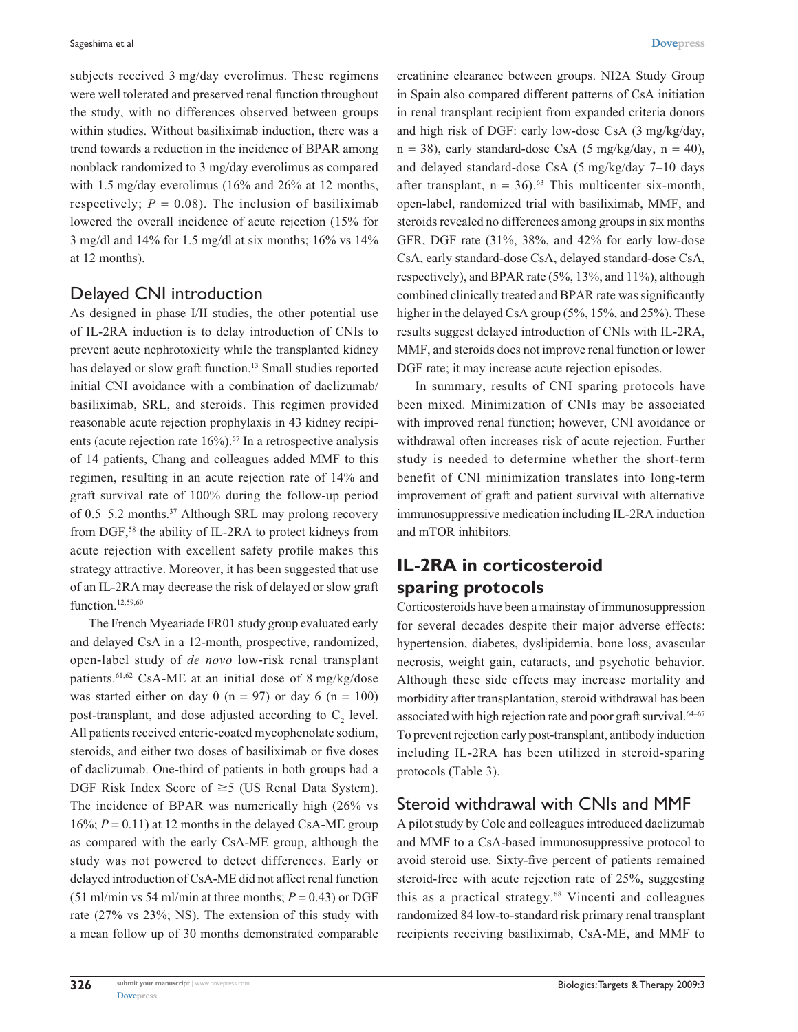subjects received 3 mg/day everolimus. These regimens were well tolerated and preserved renal function throughout the study, with no differences observed between groups within studies. Without basiliximab induction, there was a trend towards a reduction in the incidence of BPAR among nonblack randomized to 3 mg/day everolimus as compared with 1.5 mg/day everolimus (16% and 26% at 12 months, respectively; $P = 0.08$). The inclusion of basiliximab lowered the overall incidence of acute rejection (15% for 3 mg/dl and 14% for 1.5 mg/dl at six months; 16% vs 14% at 12 months).

### Delayed CNI introduction

As designed in phase I/II studies, the other potential use of IL-2RA induction is to delay introduction of CNIs to prevent acute nephrotoxicity while the transplanted kidney has delayed or slow graft function.[13] Small studies reported initial CNI avoidance with a combination of daclizumab/basiliximab, SRL, and steroids. This regimen provided reasonable acute rejection prophylaxis in 43 kidney recipients (acute rejection rate 16%).[57] In a retrospective analysis of 14 patients, Chang and colleagues added MMF to this regimen, resulting in an acute rejection rate of 14% and graft survival rate of 100% during the follow-up period of 0.5–5.2 months.[37] Although SRL may prolong recovery from DGF,[58] the ability of IL-2RA to protect kidneys from acute rejection with excellent safety profile makes this strategy attractive. Moreover, it has been suggested that use of an IL-2RA may decrease the risk of delayed or slow graft function.[12,59,60]

The French Myeariade FR01 study group evaluated early and delayed CsA in a 12-month, prospective, randomized, open-label study of *de novo* low-risk renal transplant patients.[61,62] CsA-ME at an initial dose of 8 mg/kg/dose was started either on day 0 (n = 97) or day 6 (n = 100) post-transplant, and dose adjusted according to $C_2$ level. All patients received enteric-coated mycophenolate sodium, steroids, and either two doses of basiliximab or five doses of daclizumab. One-third of patients in both groups had a DGF Risk Index Score of ≥5 (US Renal Data System). The incidence of BPAR was numerically high (26% vs 16%; $P = 0.11$) at 12 months in the delayed CsA-ME group as compared with the early CsA-ME group, although the study was not powered to detect differences. Early or delayed introduction of CsA-ME did not affect renal function (51 ml/min vs 54 ml/min at three months; $P = 0.43$) or DGF rate (27% vs 23%; NS). The extension of this study with a mean follow up of 30 months demonstrated comparable creatinine clearance between groups. NI2A Study Group in Spain also compared different patterns of CsA initiation in renal transplant recipient from expanded criteria donors and high risk of DGF: early low-dose CsA (3 mg/kg/day, n = 38), early standard-dose CsA (5 mg/kg/day, n = 40), and delayed standard-dose CsA (5 mg/kg/day 7–10 days after transplant, n = 36).[63] This multicenter six-month, open-label, randomized trial with basiliximab, MMF, and steroids revealed no differences among groups in six months GFR, DGF rate (31%, 38%, and 42% for early low-dose CsA, early standard-dose CsA, delayed standard-dose CsA, respectively), and BPAR rate (5%, 13%, and 11%), although combined clinically treated and BPAR rate was significantly higher in the delayed CsA group (5%, 15%, and 25%). These results suggest delayed introduction of CNIs with IL-2RA, MMF, and steroids does not improve renal function or lower DGF rate; it may increase acute rejection episodes.

In summary, results of CNI sparing protocols have been mixed. Minimization of CNIs may be associated with improved renal function; however, CNI avoidance or withdrawal often increases risk of acute rejection. Further study is needed to determine whether the short-term benefit of CNI minimization translates into long-term improvement of graft and patient survival with alternative immunosuppressive medication including IL-2RA induction and mTOR inhibitors.

## IL-2RA in corticosteroid sparing protocols

Corticosteroids have been a mainstay of immunosuppression for several decades despite their major adverse effects: hypertension, diabetes, dyslipidemia, bone loss, avascular necrosis, weight gain, cataracts, and psychotic behavior. Although these side effects may increase mortality and morbidity after transplantation, steroid withdrawal has been associated with high rejection rate and poor graft survival.[64–67] To prevent rejection early post-transplant, antibody induction including IL-2RA has been utilized in steroid-sparing protocols (Table 3).

### Steroid withdrawal with CNIs and MMF

A pilot study by Cole and colleagues introduced daclizumab and MMF to a CsA-based immunosuppressive protocol to avoid steroid use. Sixty-five percent of patients remained steroid-free with acute rejection rate of 25%, suggesting this as a practical strategy.[68] Vincenti and colleagues randomized 84 low-to-standard risk primary renal transplant recipients receiving basiliximab, CsA-ME, and MMF to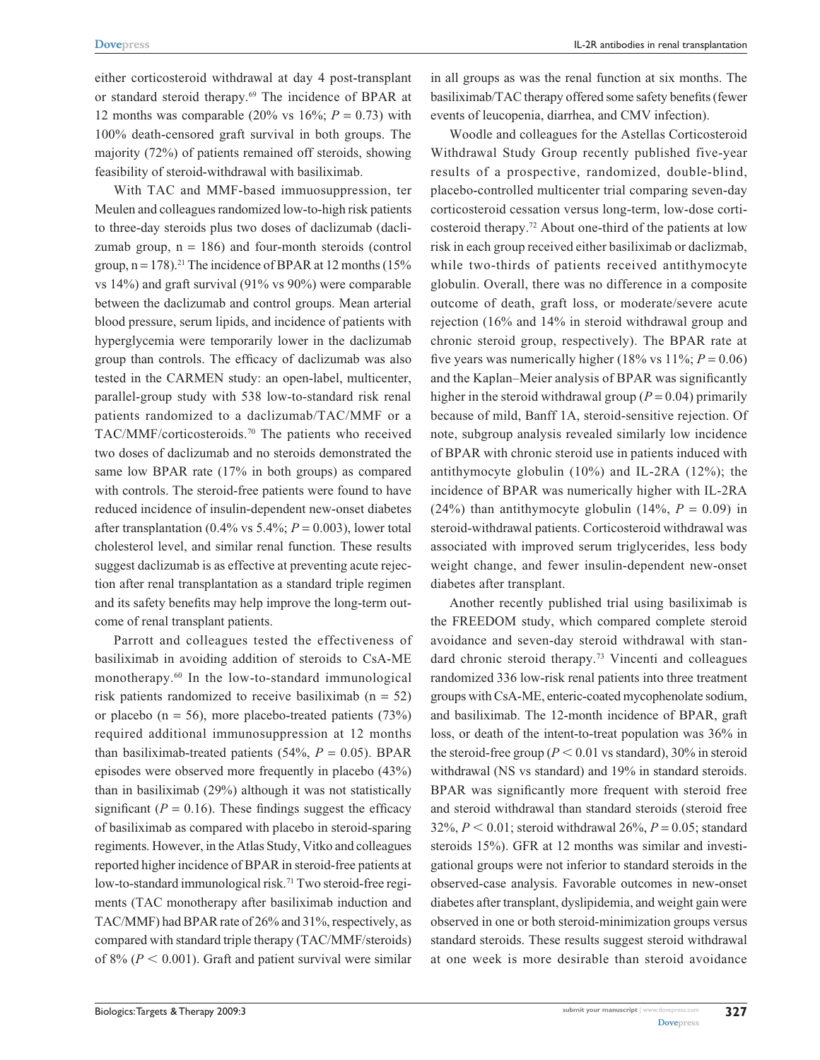either corticosteroid withdrawal at day 4 post-transplant or standard steroid therapy.[69] The incidence of BPAR at 12 months was comparable (20% vs 16%; $P = 0.73$) with 100% death-censored graft survival in both groups. The majority (72%) of patients remained off steroids, showing feasibility of steroid-withdrawal with basiliximab.

With TAC and MMF-based immuosuppression, ter Meulen and colleagues randomized low-to-high risk patients to three-day steroids plus two doses of daclizumab (daclizumab group, n = 186) and four-month steroids (control group, n = 178).[21] The incidence of BPAR at 12 months (15% vs 14%) and graft survival (91% vs 90%) were comparable between the daclizumab and control groups. Mean arterial blood pressure, serum lipids, and incidence of patients with hyperglycemia were temporarily lower in the daclizumab group than controls. The efficacy of daclizumab was also tested in the CARMEN study: an open-label, multicenter, parallel-group study with 538 low-to-standard risk renal patients randomized to a daclizumab/TAC/MMF or a TAC/MMF/corticosteroids.[70] The patients who received two doses of daclizumab and no steroids demonstrated the same low BPAR rate (17% in both groups) as compared with controls. The steroid-free patients were found to have reduced incidence of insulin-dependent new-onset diabetes after transplantation (0.4% vs 5.4%; $P = 0.003$), lower total cholesterol level, and similar renal function. These results suggest daclizumab is as effective at preventing acute rejection after renal transplantation as a standard triple regimen and its safety benefits may help improve the long-term outcome of renal transplant patients.

Parrott and colleagues tested the effectiveness of basiliximab in avoiding addition of steroids to CsA-ME monotherapy.[60] In the low-to-standard immunological risk patients randomized to receive basiliximab (n = 52) or placebo (n = 56), more placebo-treated patients (73%) required additional immunosuppression at 12 months than basiliximab-treated patients (54%, $P = 0.05$). BPAR episodes were observed more frequently in placebo (43%) than in basiliximab (29%) although it was not statistically significant ($P = 0.16$). These findings suggest the efficacy of basiliximab as compared with placebo in steroid-sparing regiments. However, in the Atlas Study, Vitko and colleagues reported higher incidence of BPAR in steroid-free patients at low-to-standard immunological risk.[71] Two steroid-free regiments (TAC monotherapy after basiliximab induction and TAC/MMF) had BPAR rate of 26% and 31%, respectively, as compared with standard triple therapy (TAC/MMF/steroids) of 8% ($P < 0.001$). Graft and patient survival were similar in all groups as was the renal function at six months. The basiliximab/TAC therapy offered some safety benefits (fewer events of leucopenia, diarrhea, and CMV infection).

Woodle and colleagues for the Astellas Corticosteroid Withdrawal Study Group recently published five-year results of a prospective, randomized, double-blind, placebo-controlled multicenter trial comparing seven-day corticosteroid cessation versus long-term, low-dose corticosteroid therapy.[72] About one-third of the patients at low risk in each group received either basiliximab or daclizmab, while two-thirds of patients received antithymocyte globulin. Overall, there was no difference in a composite outcome of death, graft loss, or moderate/severe acute rejection (16% and 14% in steroid withdrawal group and chronic steroid group, respectively). The BPAR rate at five years was numerically higher (18% vs 11%; $P = 0.06$) and the Kaplan–Meier analysis of BPAR was significantly higher in the steroid withdrawal group ($P = 0.04$) primarily because of mild, Banff 1A, steroid-sensitive rejection. Of note, subgroup analysis revealed similarly low incidence of BPAR with chronic steroid use in patients induced with antithymocyte globulin (10%) and IL-2RA (12%); the incidence of BPAR was numerically higher with IL-2RA (24%) than antithymocyte globulin (14%, $P = 0.09$) in steroid-withdrawal patients. Corticosteroid withdrawal was associated with improved serum triglycerides, less body weight change, and fewer insulin-dependent new-onset diabetes after transplant.

Another recently published trial using basiliximab is the FREEDOM study, which compared complete steroid avoidance and seven-day steroid withdrawal with standard chronic steroid therapy.[73] Vincenti and colleagues randomized 336 low-risk renal patients into three treatment groups with CsA-ME, enteric-coated mycophenolate sodium, and basiliximab. The 12-month incidence of BPAR, graft loss, or death of the intent-to-treat population was 36% in the steroid-free group ($P < 0.01$ vs standard), 30% in steroid withdrawal (NS vs standard) and 19% in standard steroids. BPAR was significantly more frequent with steroid free and steroid withdrawal than standard steroids (steroid free 32%, $P < 0.01$; steroid withdrawal 26%, $P = 0.05$; standard steroids 15%). GFR at 12 months was similar and investigational groups were not inferior to standard steroids in the observed-case analysis. Favorable outcomes in new-onset diabetes after transplant, dyslipidemia, and weight gain were observed in one or both steroid-minimization groups versus standard steroids. These results suggest steroid withdrawal at one week is more desirable than steroid avoidance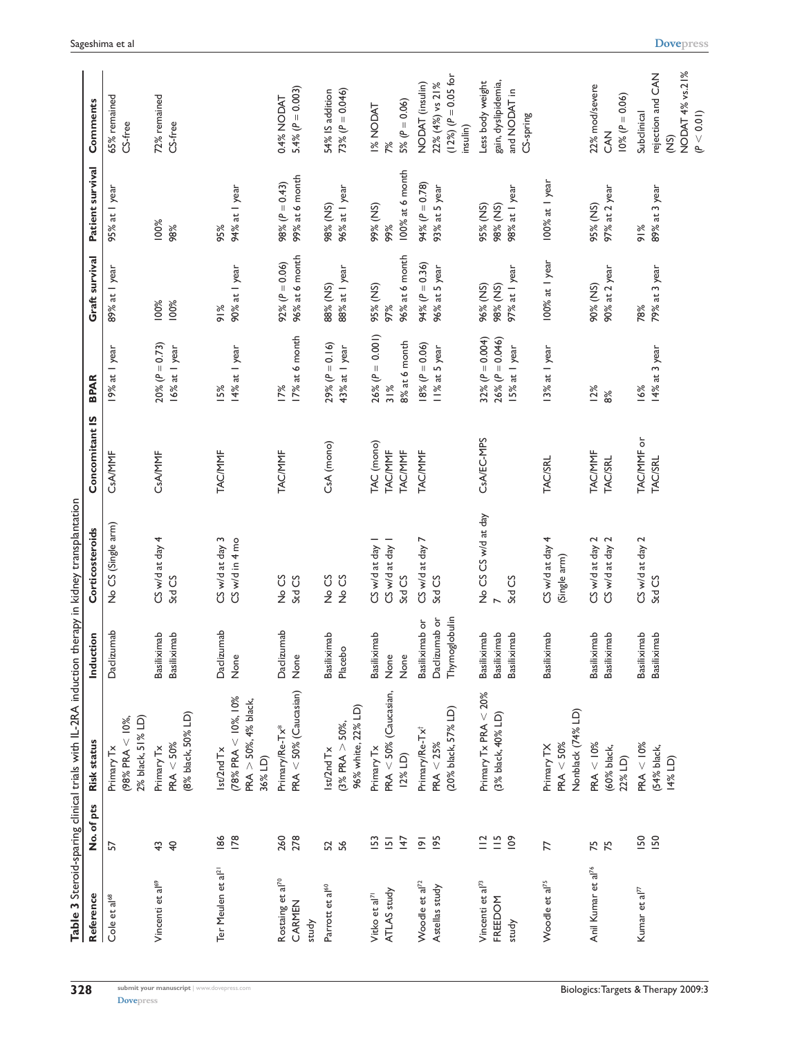**Table 3** Steroid-sparing clinical trials with IL-2RA induction therapy in kidney transplantation

| Reference | No. of pts | Risk status | Induction | Corticosteroids | Concomitant IS | BPAR | Graft survival | Patient survival | Comments |
|---|---|---|---|---|---|---|---|---|---|
| Cole et al[68] | 57 | Primary Tx (98% PRA < 10%, 2% black, 51% LD) | Daclizumab | No CS (Single arm) | CsA/MMF | 19% at 1 year | 89% at 1 year | 95% at 1 year | 65% remained CS-free |
| Vincenti et al[69] | 43<br>40 | Primary Tx PRA < 50% (8% black, 50% LD) | Basiliximab<br>Basiliximab | CS w/d at day 4<br>Std CS | CsA/MMF | 20% ($P = 0.73$)<br>16% at 1 year | 100%<br>100% | 100%<br>98% | 72% remained CS-free |
| Ter Meulen et al[21] | 186<br>178 | 1st/2nd Tx (78% PRA < 10%, 10% PRA > 50%, 4% black, 36% LD) | Daclizumab<br>None | CS w/d at day 3<br>CS w/d in 4 mo | TAC/MMF | 15%<br>14% at 1 year | 91%<br>90% at 1 year | 95%<br>94% at 1 year | |
| Rostaing et al[70] CARMEN study | 260<br>278 | Primary/Re-Tx*<br>PRA < 50% (Caucasian) | Daclizumab<br>None | No CS<br>Std CS | TAC/MMF | 17%<br>17% at 6 month | 92% ($P = 0.06$)<br>96% at 6 month | 98% ($P = 0.43$)<br>99% at 6 month | 0.4% NODAT<br>5.4% ($P = 0.003$) |
| Parrott et al[60] | 52<br>56 | 1st/2nd Tx (3% PRA > 50%, 96% white, 22% LD) | Basiliximab<br>Placebo | No CS<br>No CS | CsA (mono) | 29% ($P = 0.16$)<br>43% at 1 year | 88% (NS)<br>88% at 1 year | 98% (NS)<br>96% at 1 year | 54% IS addition<br>73% ($P = 0.046$) |
| Vitko et al[71] ATLAS study | 153<br>151<br>147 | Primary Tx PRA < 50% (Caucasian, 12% LD) | Basiliximab<br>None<br>None | CS w/d at day 1<br>CS w/d at day 1<br>Std CS | TAC (mono)<br>TAC/MMF<br>TAC/MMF | 26% ($P = 0.001$)<br>31%<br>8% at 6 month | 95% (NS)<br>97%<br>96% at 6 month | 99% (NS)<br>99%<br>100% at 6 month | 1% NODAT<br>7%<br>5% ($P = 0.06$) |
| Woodle et al[72] Astellas study | 191<br>195 | Primary/Re-Tx†<br>PRA < 25% (20% black, 57% LD) | Basiliximab or Daclizumab or Thymoglobulin | CS w/d at day 7<br>Std CS | TAC/MMF | 18% ($P = 0.06$)<br>11% at 5 year | 94% ($P = 0.36$)<br>96% at 5 year | 94% ($P = 0.78$)<br>93% at 5 year | NODAT (insulin) 22% (4%) vs 21% (12%) ($P = 0.05$ for insulin) |
| Vincenti et al[73] FREEDOM study | 112<br>115<br>109 | Primary Tx PRA < 20% (3% black, 40% LD) | Basiliximab<br>Basiliximab<br>Basiliximab | No CS CS w/d at day 7<br>Std CS | CsA/EC-MPS | 32% ($P = 0.004$)<br>26% ($P = 0.046$)<br>15% at 1 year | 96% (NS)<br>98% (NS)<br>97% at 1 year | 95% (NS)<br>98% (NS)<br>98% at 1 year | Less body weight gain, dyslipidemia, and NODAT in CS-spring |
| Woodle et al[75] | 77 | Primary TX PRA < 50% Nonblack (74% LD) | Basiliximab | CS w/d at day 4 (Single arm) | TAC/SRL | 13% at 1 year | 100% at 1 year | 100% at 1 year | |
| Anil Kumar et al[76] | 75<br>75 | PRA < 10% (60% black, 22% LD) | Basiliximab<br>Basiliximab | CS w/d at day 2<br>CS w/d at day 2 | TAC/MMF<br>TAC/SRL | 12%<br>8% | 90% (NS)<br>90% at 2 year | 95% (NS)<br>97% at 2 year | 22% mod/severe CAN<br>10% ($P = 0.06$) |
| Kumar et al[77] | 150<br>150 | PRA < 10% (54% black, 14% LD) | Basiliximab<br>Basiliximab | CS w/d at day 2<br>Std CS | TAC/MMF or TAC/SRL | 16%<br>14% at 3 year | 78%<br>79% at 3 year | 91%<br>89% at 3 year | Subclinical rejection and CAN (NS)<br>NODAT 4% vs.21% ($P < 0.01$) |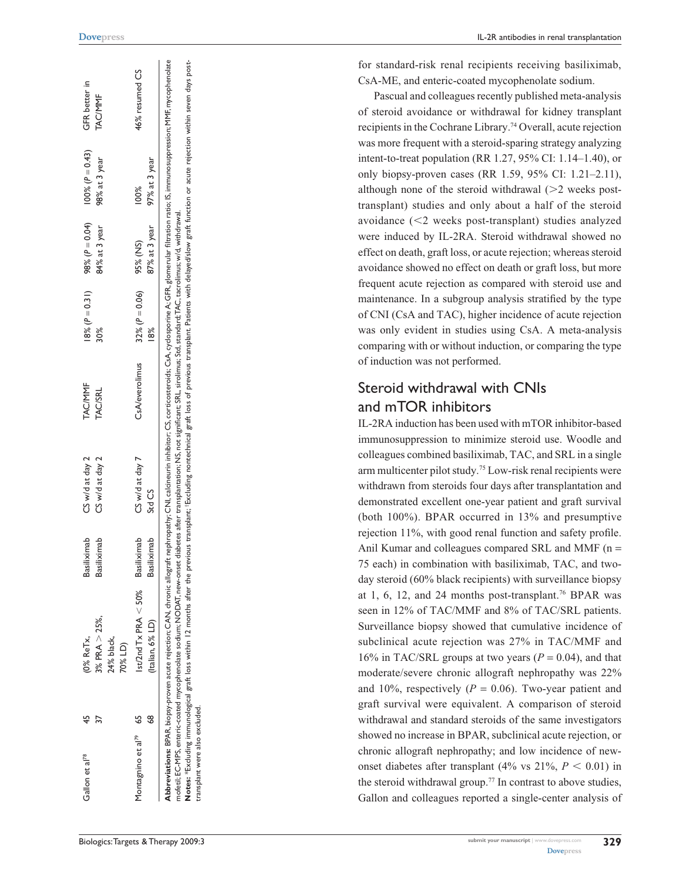| Gallon et al[78] | 45 | (0% ReTx, | Basiliximab | CS w/d at day 2 | TAC/MMF | 18% ($P = 0.31$) | 98% ($P = 0.04$) | 100% ($P = 0.43$) | GFR better in |
|---|---|---|---|---|---|---|---|---|---|
| | 37 | 3% PRA > 25%, 24% black, 70% LD) | Basiliximab | CS w/d at day 2 | TAC/SRL | 30% | 84% at 3 year | 98% at 3 year | TAC/MMF |
| Montagnino et al[79] | 65 | 1st/2nd Tx PRA < 50% | Basiliximab | CS w/d at day 7 | CsA/everolimus | 32% ($P = 0.06$) | 95% (NS) | 100% | 46% resumed CS |
| | 68 | (Italian, 6% LD) | Basiliximab | Std CS | | 18% | 87% at 3 year | 97% at 3 year | |

**Abbreviations:** BPAR, biopsy-proven acute rejection; CAN, chronic allograft nephropathy; CNI, calcineurin inhibitor; CS, corticosteroids; CsA, cyclosporine A; GFR, glomerular filtration ratio; IS, immunosuppression; MMF, mycophenolate mofetil; EC-MPS, enteric-coated mycophenolate sodium; NODAT, new-onset diabetes after transplantation; NS, not significant; SRL, sirolimus; Std, standard; TAC, tacrolimus; w/d, withdrawal.
**Notes:** *Excluding immunological graft loss within 12 months after the previous transplant; †Excluding nontechnical graft loss of previous transplant. Patients with delayed/slow graft function or acute rejection within seven days post-transplant were also excluded.

for standard-risk renal recipients receiving basiliximab, CsA-ME, and enteric-coated mycophenolate sodium.

Pascual and colleagues recently published meta-analysis of steroid avoidance or withdrawal for kidney transplant recipients in the Cochrane Library.[74] Overall, acute rejection was more frequent with a steroid-sparing strategy analyzing intent-to-treat population (RR 1.27, 95% CI: 1.14–1.40), or only biopsy-proven cases (RR 1.59, 95% CI: 1.21–2.11), although none of the steroid withdrawal (>2 weeks post-transplant) studies and only about a half of the steroid avoidance (<2 weeks post-transplant) studies analyzed were induced by IL-2RA. Steroid withdrawal showed no effect on death, graft loss, or acute rejection; whereas steroid avoidance showed no effect on death or graft loss, but more frequent acute rejection as compared with steroid use and maintenance. In a subgroup analysis stratified by the type of CNI (CsA and TAC), higher incidence of acute rejection was only evident in studies using CsA. A meta-analysis comparing with or without induction, or comparing the type of induction was not performed.

## Steroid withdrawal with CNIs and mTOR inhibitors

IL-2RA induction has been used with mTOR inhibitor-based immunosuppression to minimize steroid use. Woodle and colleagues combined basiliximab, TAC, and SRL in a single arm multicenter pilot study.[75] Low-risk renal recipients were withdrawn from steroids four days after transplantation and demonstrated excellent one-year patient and graft survival (both 100%). BPAR occurred in 13% and presumptive rejection 11%, with good renal function and safety profile. Anil Kumar and colleagues compared SRL and MMF (n = 75 each) in combination with basiliximab, TAC, and two-day steroid (60% black recipients) with surveillance biopsy at 1, 6, 12, and 24 months post-transplant.[76] BPAR was seen in 12% of TAC/MMF and 8% of TAC/SRL patients. Surveillance biopsy showed that cumulative incidence of subclinical acute rejection was 27% in TAC/MMF and 16% in TAC/SRL groups at two years ($P = 0.04$), and that moderate/severe chronic allograft nephropathy was 22% and 10%, respectively ($P = 0.06$). Two-year patient and graft survival were equivalent. A comparison of steroid withdrawal and standard steroids of the same investigators showed no increase in BPAR, subclinical acute rejection, or chronic allograft nephropathy; and low incidence of new-onset diabetes after transplant (4% vs 21%, $P < 0.01$) in the steroid withdrawal group.[77] In contrast to above studies, Gallon and colleagues reported a single-center analysis of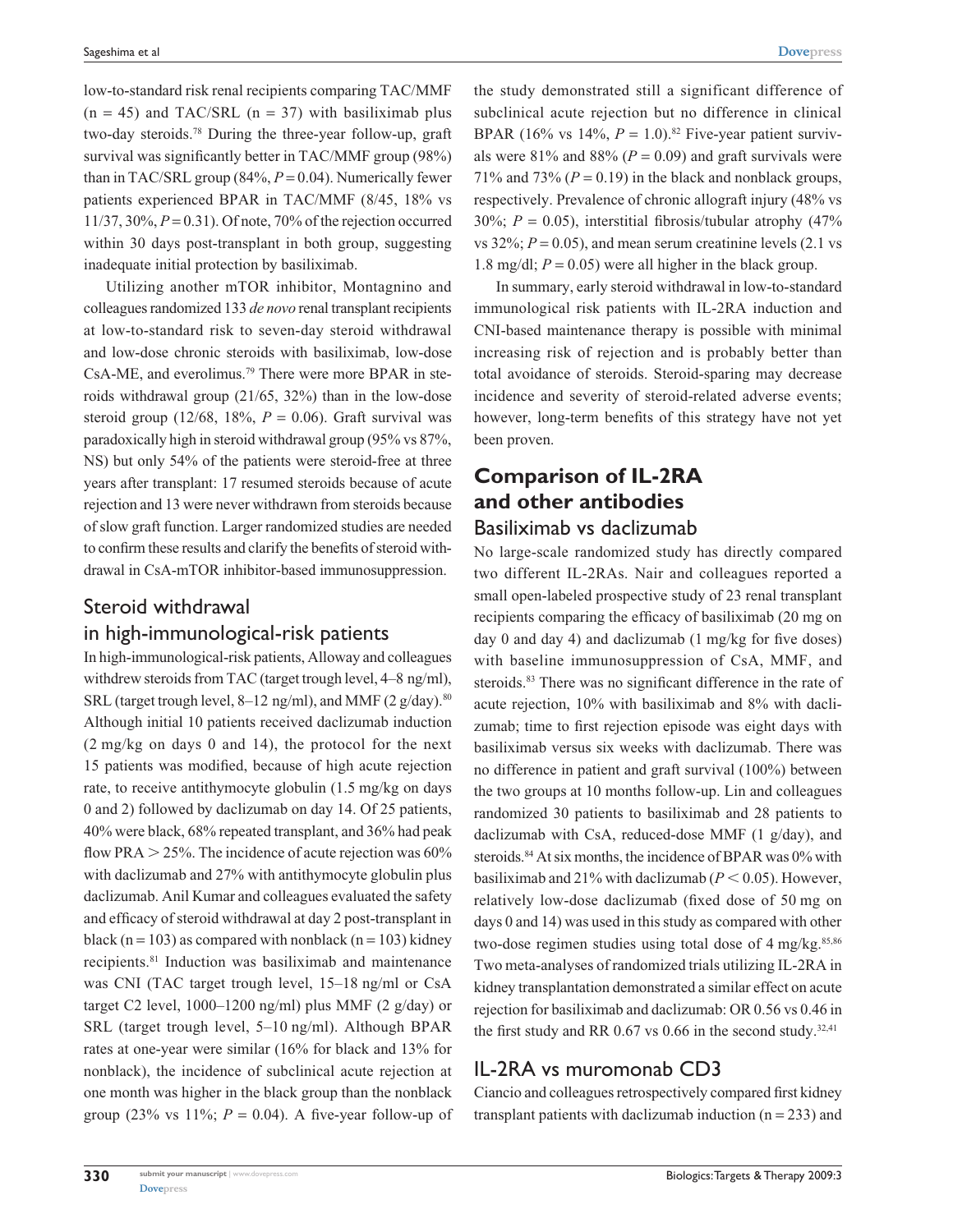low-to-standard risk renal recipients comparing TAC/MMF (n = 45) and TAC/SRL (n = 37) with basiliximab plus two-day steroids.[78] During the three-year follow-up, graft survival was significantly better in TAC/MMF group (98%) than in TAC/SRL group (84%, $P = 0.04$). Numerically fewer patients experienced BPAR in TAC/MMF (8/45, 18% vs 11/37, 30%, $P = 0.31$). Of note, 70% of the rejection occurred within 30 days post-transplant in both group, suggesting inadequate initial protection by basiliximab.

Utilizing another mTOR inhibitor, Montagnino and colleagues randomized 133 *de novo* renal transplant recipients at low-to-standard risk to seven-day steroid withdrawal and low-dose chronic steroids with basiliximab, low-dose CsA-ME, and everolimus.[79] There were more BPAR in steroids withdrawal group (21/65, 32%) than in the low-dose steroid group (12/68, 18%, $P = 0.06$). Graft survival was paradoxically high in steroid withdrawal group (95% vs 87%, NS) but only 54% of the patients were steroid-free at three years after transplant: 17 resumed steroids because of acute rejection and 13 were never withdrawn from steroids because of slow graft function. Larger randomized studies are needed to confirm these results and clarify the benefits of steroid withdrawal in CsA-mTOR inhibitor-based immunosuppression.

### Steroid withdrawal in high-immunological-risk patients

In high-immunological-risk patients, Alloway and colleagues withdrew steroids from TAC (target trough level, 4–8 ng/ml), SRL (target trough level, 8–12 ng/ml), and MMF (2 g/day).[80] Although initial 10 patients received daclizumab induction (2 mg/kg on days 0 and 14), the protocol for the next 15 patients was modified, because of high acute rejection rate, to receive antithymocyte globulin (1.5 mg/kg on days 0 and 2) followed by daclizumab on day 14. Of 25 patients, 40% were black, 68% repeated transplant, and 36% had peak flow PRA > 25%. The incidence of acute rejection was 60% with daclizumab and 27% with antithymocyte globulin plus daclizumab. Anil Kumar and colleagues evaluated the safety and efficacy of steroid withdrawal at day 2 post-transplant in black (n = 103) as compared with nonblack (n = 103) kidney recipients.[81] Induction was basiliximab and maintenance was CNI (TAC target trough level, 15–18 ng/ml or CsA target C2 level, 1000–1200 ng/ml) plus MMF (2 g/day) or SRL (target trough level, 5–10 ng/ml). Although BPAR rates at one-year were similar (16% for black and 13% for nonblack), the incidence of subclinical acute rejection at one month was higher in the black group than the nonblack group (23% vs 11%; $P = 0.04$). A five-year follow-up of the study demonstrated still a significant difference of subclinical acute rejection but no difference in clinical BPAR (16% vs 14%, $P = 1.0$).[82] Five-year patient survivals were 81% and 88% ($P = 0.09$) and graft survivals were 71% and 73% ($P = 0.19$) in the black and nonblack groups, respectively. Prevalence of chronic allograft injury (48% vs 30%; $P = 0.05$), interstitial fibrosis/tubular atrophy (47% vs 32%; $P = 0.05$), and mean serum creatinine levels (2.1 vs 1.8 mg/dl; $P = 0.05$) were all higher in the black group.

In summary, early steroid withdrawal in low-to-standard immunological risk patients with IL-2RA induction and CNI-based maintenance therapy is possible with minimal increasing risk of rejection and is probably better than total avoidance of steroids. Steroid-sparing may decrease incidence and severity of steroid-related adverse events; however, long-term benefits of this strategy have not yet been proven.

## Comparison of IL-2RA and other antibodies

### Basiliximab vs daclizumab

No large-scale randomized study has directly compared two different IL-2RAs. Nair and colleagues reported a small open-labeled prospective study of 23 renal transplant recipients comparing the efficacy of basiliximab (20 mg on day 0 and day 4) and daclizumab (1 mg/kg for five doses) with baseline immunosuppression of CsA, MMF, and steroids.[83] There was no significant difference in the rate of acute rejection, 10% with basiliximab and 8% with daclizumab; time to first rejection episode was eight days with basiliximab versus six weeks with daclizumab. There was no difference in patient and graft survival (100%) between the two groups at 10 months follow-up. Lin and colleagues randomized 30 patients to basiliximab and 28 patients to daclizumab with CsA, reduced-dose MMF (1 g/day), and steroids.[84] At six months, the incidence of BPAR was 0% with basiliximab and 21% with daclizumab ($P < 0.05$). However, relatively low-dose daclizumab (fixed dose of 50 mg on days 0 and 14) was used in this study as compared with other two-dose regimen studies using total dose of 4 mg/kg.[85,86] Two meta-analyses of randomized trials utilizing IL-2RA in kidney transplantation demonstrated a similar effect on acute rejection for basiliximab and daclizumab: OR 0.56 vs 0.46 in the first study and RR 0.67 vs 0.66 in the second study.[32,41]

### IL-2RA vs muromonab CD3

Ciancio and colleagues retrospectively compared first kidney transplant patients with daclizumab induction (n = 233) and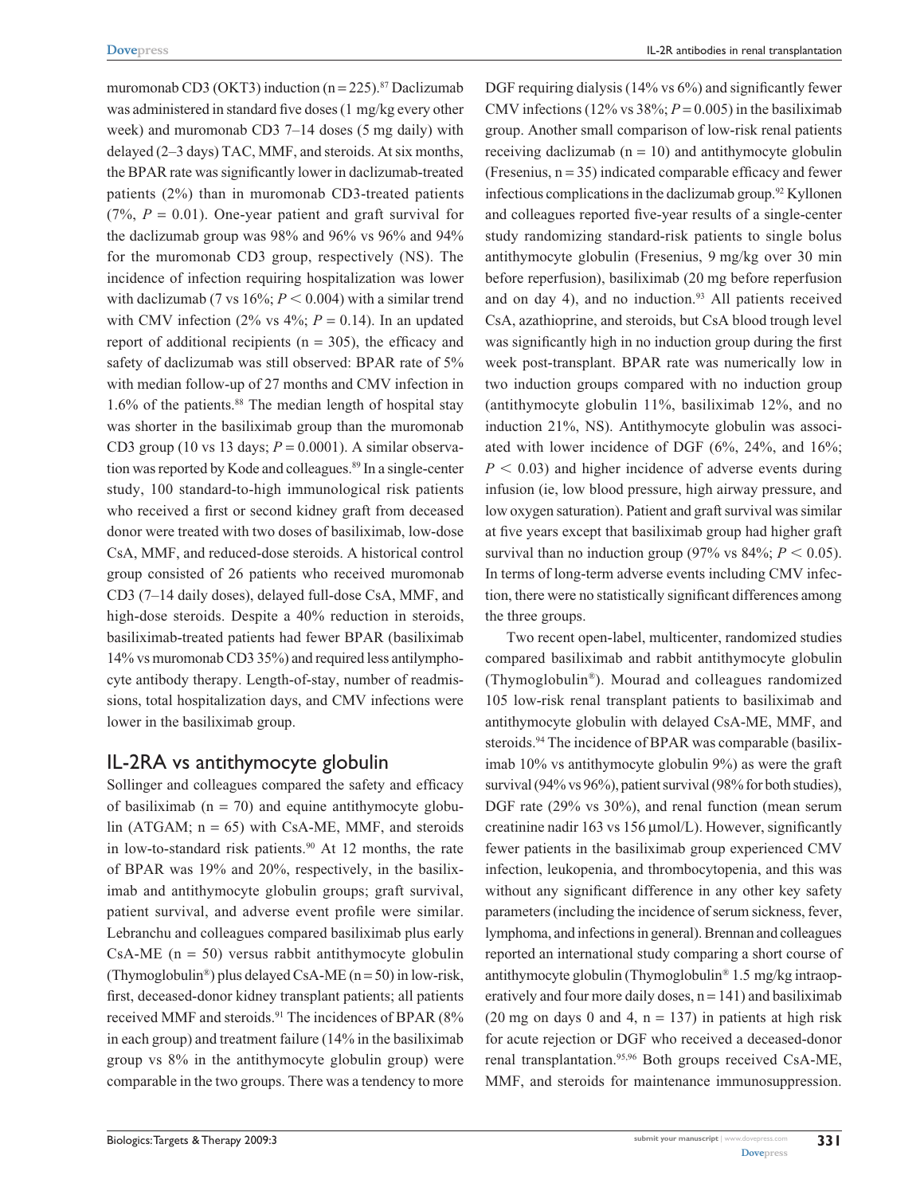muromonab CD3 (OKT3) induction (n = 225).[87] Daclizumab was administered in standard five doses (1 mg/kg every other week) and muromonab CD3 7–14 doses (5 mg daily) with delayed (2–3 days) TAC, MMF, and steroids. At six months, the BPAR rate was significantly lower in daclizumab-treated patients (2%) than in muromonab CD3-treated patients (7%, $P = 0.01$). One-year patient and graft survival for the daclizumab group was 98% and 96% vs 96% and 94% for the muromonab CD3 group, respectively (NS). The incidence of infection requiring hospitalization was lower with daclizumab (7 vs 16%; $P < 0.004$) with a similar trend with CMV infection (2% vs 4%; $P = 0.14$). In an updated report of additional recipients (n = 305), the efficacy and safety of daclizumab was still observed: BPAR rate of 5% with median follow-up of 27 months and CMV infection in 1.6% of the patients.[88] The median length of hospital stay was shorter in the basiliximab group than the muromonab CD3 group (10 vs 13 days; $P = 0.0001$). A similar observation was reported by Kode and colleagues.[89] In a single-center study, 100 standard-to-high immunological risk patients who received a first or second kidney graft from deceased donor were treated with two doses of basiliximab, low-dose CsA, MMF, and reduced-dose steroids. A historical control group consisted of 26 patients who received muromonab CD3 (7–14 daily doses), delayed full-dose CsA, MMF, and high-dose steroids. Despite a 40% reduction in steroids, basiliximab-treated patients had fewer BPAR (basiliximab 14% vs muromonab CD3 35%) and required less antilymphocyte antibody therapy. Length-of-stay, number of readmissions, total hospitalization days, and CMV infections were lower in the basiliximab group.

## IL-2RA vs antithymocyte globulin

Sollinger and colleagues compared the safety and efficacy of basiliximab (n = 70) and equine antithymocyte globulin (ATGAM; n = 65) with CsA-ME, MMF, and steroids in low-to-standard risk patients.[90] At 12 months, the rate of BPAR was 19% and 20%, respectively, in the basiliximab and antithymocyte globulin groups; graft survival, patient survival, and adverse event profile were similar. Lebranchu and colleagues compared basiliximab plus early CsA-ME (n = 50) versus rabbit antithymocyte globulin (Thymoglobulin®) plus delayed CsA-ME (n = 50) in low-risk, first, deceased-donor kidney transplant patients; all patients received MMF and steroids.[91] The incidences of BPAR (8% in each group) and treatment failure (14% in the basiliximab group vs 8% in the antithymocyte globulin group) were comparable in the two groups. There was a tendency to more DGF requiring dialysis (14% vs 6%) and significantly fewer CMV infections (12% vs 38%; $P = 0.005$) in the basiliximab group. Another small comparison of low-risk renal patients receiving daclizumab (n = 10) and antithymocyte globulin (Fresenius, n = 35) indicated comparable efficacy and fewer infectious complications in the daclizumab group.[92] Kyllonen and colleagues reported five-year results of a single-center study randomizing standard-risk patients to single bolus antithymocyte globulin (Fresenius, 9 mg/kg over 30 min before reperfusion), basiliximab (20 mg before reperfusion and on day 4), and no induction.[93] All patients received CsA, azathioprine, and steroids, but CsA blood trough level was significantly high in no induction group during the first week post-transplant. BPAR rate was numerically low in two induction groups compared with no induction group (antithymocyte globulin 11%, basiliximab 12%, and no induction 21%, NS). Antithymocyte globulin was associated with lower incidence of DGF (6%, 24%, and 16%; $P < 0.03$) and higher incidence of adverse events during infusion (ie, low blood pressure, high airway pressure, and low oxygen saturation). Patient and graft survival was similar at five years except that basiliximab group had higher graft survival than no induction group (97% vs 84%; $P < 0.05$). In terms of long-term adverse events including CMV infection, there were no statistically significant differences among the three groups.

Two recent open-label, multicenter, randomized studies compared basiliximab and rabbit antithymocyte globulin (Thymoglobulin®). Mourad and colleagues randomized 105 low-risk renal transplant patients to basiliximab and antithymocyte globulin with delayed CsA-ME, MMF, and steroids.[94] The incidence of BPAR was comparable (basiliximab 10% vs antithymocyte globulin 9%) as were the graft survival (94% vs 96%), patient survival (98% for both studies), DGF rate (29% vs 30%), and renal function (mean serum creatinine nadir 163 vs 156 μmol/L). However, significantly fewer patients in the basiliximab group experienced CMV infection, leukopenia, and thrombocytopenia, and this was without any significant difference in any other key safety parameters (including the incidence of serum sickness, fever, lymphoma, and infections in general). Brennan and colleagues reported an international study comparing a short course of antithymocyte globulin (Thymoglobulin® 1.5 mg/kg intraoperatively and four more daily doses, n = 141) and basiliximab (20 mg on days 0 and 4, n = 137) in patients at high risk for acute rejection or DGF who received a deceased-donor renal transplantation.[95,96] Both groups received CsA-ME, MMF, and steroids for maintenance immunosuppression.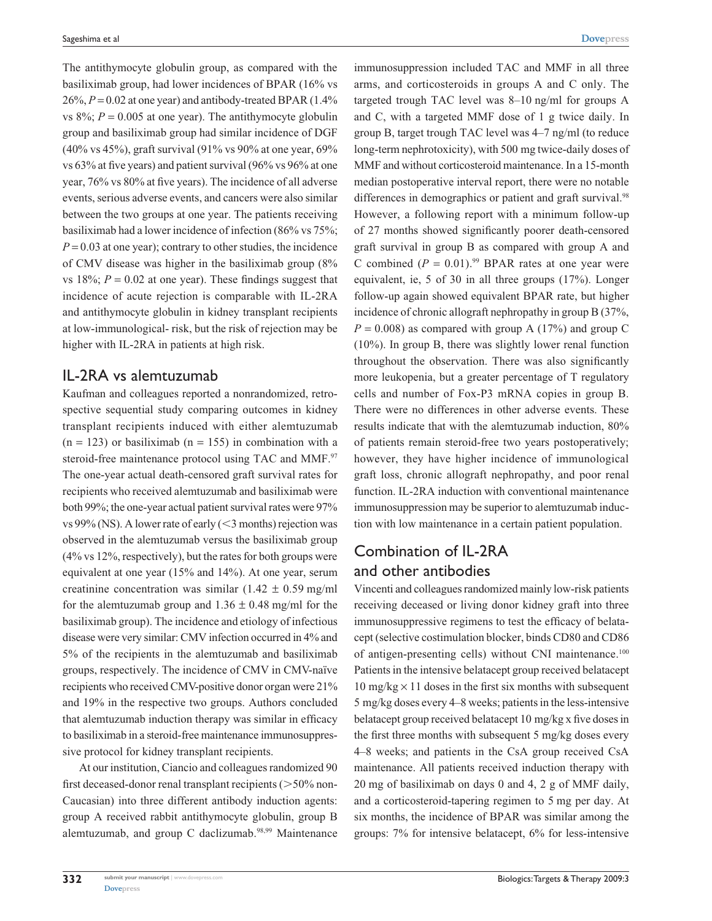The antithymocyte globulin group, as compared with the basiliximab group, had lower incidences of BPAR (16% vs 26%, $P = 0.02$ at one year) and antibody-treated BPAR (1.4% vs 8%; $P = 0.005$ at one year). The antithymocyte globulin group and basiliximab group had similar incidence of DGF (40% vs 45%), graft survival (91% vs 90% at one year, 69% vs 63% at five years) and patient survival (96% vs 96% at one year, 76% vs 80% at five years). The incidence of all adverse events, serious adverse events, and cancers were also similar between the two groups at one year. The patients receiving basiliximab had a lower incidence of infection (86% vs 75%; $P = 0.03$ at one year); contrary to other studies, the incidence of CMV disease was higher in the basiliximab group (8% vs 18%; $P = 0.02$ at one year). These findings suggest that incidence of acute rejection is comparable with IL-2RA and antithymocyte globulin in kidney transplant recipients at low-immunological- risk, but the risk of rejection may be higher with IL-2RA in patients at high risk.

## IL-2RA vs alemtuzumab

Kaufman and colleagues reported a nonrandomized, retrospective sequential study comparing outcomes in kidney transplant recipients induced with either alemtuzumab (n = 123) or basiliximab (n = 155) in combination with a steroid-free maintenance protocol using TAC and MMF.[97] The one-year actual death-censored graft survival rates for recipients who received alemtuzumab and basiliximab were both 99%; the one-year actual patient survival rates were 97% vs 99% (NS). A lower rate of early (<3 months) rejection was observed in the alemtuzumab versus the basiliximab group (4% vs 12%, respectively), but the rates for both groups were equivalent at one year (15% and 14%). At one year, serum creatinine concentration was similar ($1.42 \pm 0.59$ mg/ml for the alemtuzumab group and $1.36 \pm 0.48$ mg/ml for the basiliximab group). The incidence and etiology of infectious disease were very similar: CMV infection occurred in 4% and 5% of the recipients in the alemtuzumab and basiliximab groups, respectively. The incidence of CMV in CMV-naïve recipients who received CMV-positive donor organ were 21% and 19% in the respective two groups. Authors concluded that alemtuzumab induction therapy was similar in efficacy to basiliximab in a steroid-free maintenance immunosuppressive protocol for kidney transplant recipients.

At our institution, Ciancio and colleagues randomized 90 first deceased-donor renal transplant recipients (>50% non-Caucasian) into three different antibody induction agents: group A received rabbit antithymocyte globulin, group B alemtuzumab, and group C daclizumab.[98,99] Maintenance immunosuppression included TAC and MMF in all three arms, and corticosteroids in groups A and C only. The targeted trough TAC level was 8–10 ng/ml for groups A and C, with a targeted MMF dose of 1 g twice daily. In group B, target trough TAC level was 4–7 ng/ml (to reduce long-term nephrotoxicity), with 500 mg twice-daily doses of MMF and without corticosteroid maintenance. In a 15-month median postoperative interval report, there were no notable differences in demographics or patient and graft survival.[98] However, a following report with a minimum follow-up of 27 months showed significantly poorer death-censored graft survival in group B as compared with group A and C combined ($P = 0.01$).[99] BPAR rates at one year were equivalent, ie, 5 of 30 in all three groups (17%). Longer follow-up again showed equivalent BPAR rate, but higher incidence of chronic allograft nephropathy in group B (37%, $P = 0.008$) as compared with group A (17%) and group C (10%). In group B, there was slightly lower renal function throughout the observation. There was also significantly more leukopenia, but a greater percentage of T regulatory cells and number of Fox-P3 mRNA copies in group B. There were no differences in other adverse events. These results indicate that with the alemtuzumab induction, 80% of patients remain steroid-free two years postoperatively; however, they have higher incidence of immunological graft loss, chronic allograft nephropathy, and poor renal function. IL-2RA induction with conventional maintenance immunosuppression may be superior to alemtuzumab induction with low maintenance in a certain patient population.

## Combination of IL-2RA and other antibodies

Vincenti and colleagues randomized mainly low-risk patients receiving deceased or living donor kidney graft into three immunosuppressive regimens to test the efficacy of belatacept (selective costimulation blocker, binds CD80 and CD86 of antigen-presenting cells) without CNI maintenance.[100] Patients in the intensive belatacept group received belatacept 10 mg/kg × 11 doses in the first six months with subsequent 5 mg/kg doses every 4–8 weeks; patients in the less-intensive belatacept group received belatacept 10 mg/kg x five doses in the first three months with subsequent 5 mg/kg doses every 4–8 weeks; and patients in the CsA group received CsA maintenance. All patients received induction therapy with 20 mg of basiliximab on days 0 and 4, 2 g of MMF daily, and a corticosteroid-tapering regimen to 5 mg per day. At six months, the incidence of BPAR was similar among the groups: 7% for intensive belatacept, 6% for less-intensive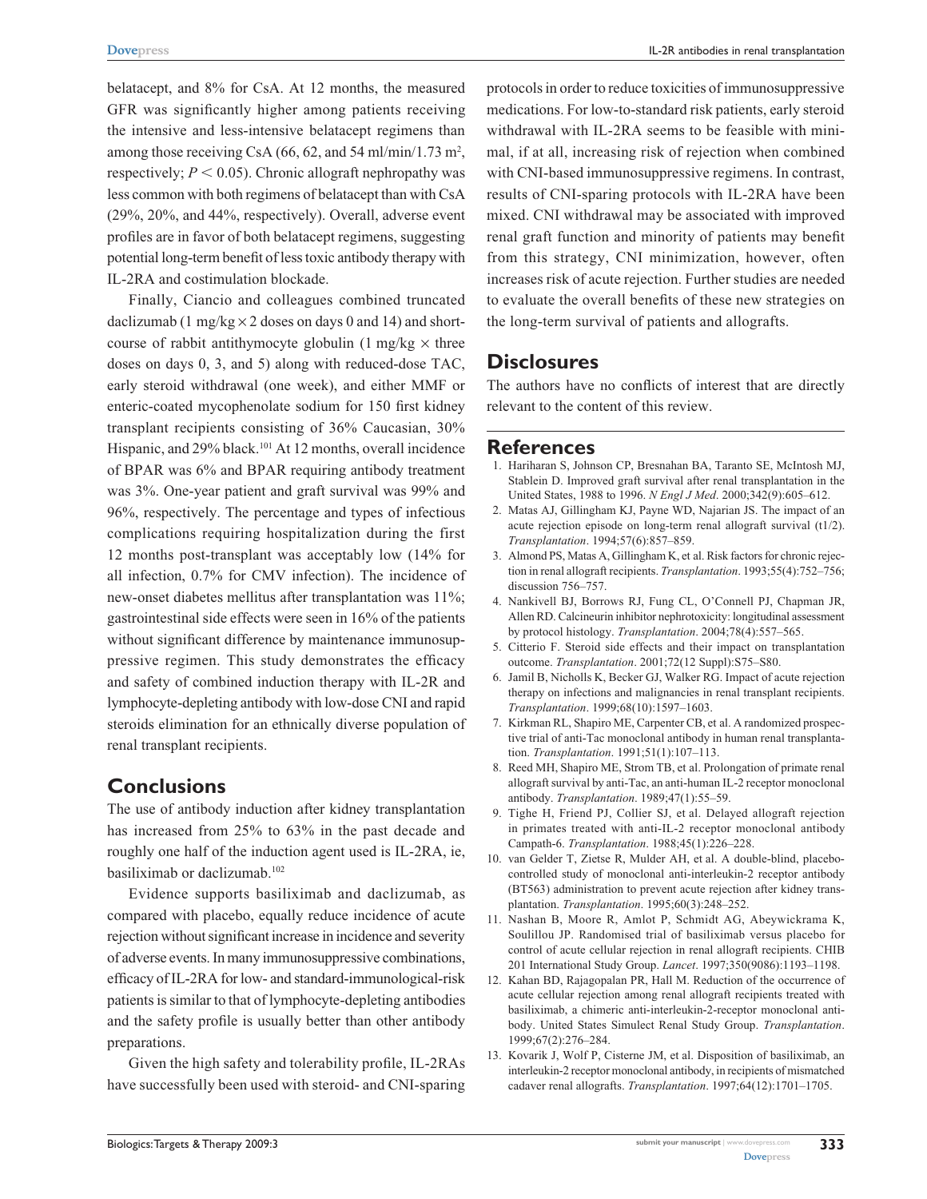belatacept, and 8% for CsA. At 12 months, the measured GFR was significantly higher among patients receiving the intensive and less-intensive belatacept regimens than among those receiving CsA (66, 62, and 54 ml/min/1.73 m$^2$, respectively; $P < 0.05$). Chronic allograft nephropathy was less common with both regimens of belatacept than with CsA (29%, 20%, and 44%, respectively). Overall, adverse event profiles are in favor of both belatacept regimens, suggesting potential long-term benefit of less toxic antibody therapy with IL-2RA and costimulation blockade.

Finally, Ciancio and colleagues combined truncated daclizumab (1 mg/kg × 2 doses on days 0 and 14) and short-course of rabbit antithymocyte globulin (1 mg/kg × three doses on days 0, 3, and 5) along with reduced-dose TAC, early steroid withdrawal (one week), and either MMF or enteric-coated mycophenolate sodium for 150 first kidney transplant recipients consisting of 36% Caucasian, 30% Hispanic, and 29% black.[101] At 12 months, overall incidence of BPAR was 6% and BPAR requiring antibody treatment was 3%. One-year patient and graft survival was 99% and 96%, respectively. The percentage and types of infectious complications requiring hospitalization during the first 12 months post-transplant was acceptably low (14% for all infection, 0.7% for CMV infection). The incidence of new-onset diabetes mellitus after transplantation was 11%; gastrointestinal side effects were seen in 16% of the patients without significant difference by maintenance immunosuppressive regimen. This study demonstrates the efficacy and safety of combined induction therapy with IL-2R and lymphocyte-depleting antibody with low-dose CNI and rapid steroids elimination for an ethnically diverse population of renal transplant recipients.

## Conclusions

The use of antibody induction after kidney transplantation has increased from 25% to 63% in the past decade and roughly one half of the induction agent used is IL-2RA, ie, basiliximab or daclizumab.[102]

Evidence supports basiliximab and daclizumab, as compared with placebo, equally reduce incidence of acute rejection without significant increase in incidence and severity of adverse events. In many immunosuppressive combinations, efficacy of IL-2RA for low- and standard-immunological-risk patients is similar to that of lymphocyte-depleting antibodies and the safety profile is usually better than other antibody preparations.

Given the high safety and tolerability profile, IL-2RAs have successfully been used with steroid- and CNI-sparing protocols in order to reduce toxicities of immunosuppressive medications. For low-to-standard risk patients, early steroid withdrawal with IL-2RA seems to be feasible with minimal, if at all, increasing risk of rejection when combined with CNI-based immunosuppressive regimens. In contrast, results of CNI-sparing protocols with IL-2RA have been mixed. CNI withdrawal may be associated with improved renal graft function and minority of patients may benefit from this strategy, CNI minimization, however, often increases risk of acute rejection. Further studies are needed to evaluate the overall benefits of these new strategies on the long-term survival of patients and allografts.

## Disclosures

The authors have no conflicts of interest that are directly relevant to the content of this review.

## References

1. Hariharan S, Johnson CP, Bresnahan BA, Taranto SE, McIntosh MJ, Stablein D. Improved graft survival after renal transplantation in the United States, 1988 to 1996. *N Engl J Med*. 2000;342(9):605–612.
2. Matas AJ, Gillingham KJ, Payne WD, Najarian JS. The impact of an acute rejection episode on long-term renal allograft survival (t1/2). *Transplantation*. 1994;57(6):857–859.
3. Almond PS, Matas A, Gillingham K, et al. Risk factors for chronic rejection in renal allograft recipients. *Transplantation*. 1993;55(4):752–756; discussion 756–757.
4. Nankivell BJ, Borrows RJ, Fung CL, O'Connell PJ, Chapman JR, Allen RD. Calcineurin inhibitor nephrotoxicity: longitudinal assessment by protocol histology. *Transplantation*. 2004;78(4):557–565.
5. Citterio F. Steroid side effects and their impact on transplantation outcome. *Transplantation*. 2001;72(12 Suppl):S75–S80.
6. Jamil B, Nicholls K, Becker GJ, Walker RG. Impact of acute rejection therapy on infections and malignancies in renal transplant recipients. *Transplantation*. 1999;68(10):1597–1603.
7. Kirkman RL, Shapiro ME, Carpenter CB, et al. A randomized prospective trial of anti-Tac monoclonal antibody in human renal transplantation. *Transplantation*. 1991;51(1):107–113.
8. Reed MH, Shapiro ME, Strom TB, et al. Prolongation of primate renal allograft survival by anti-Tac, an anti-human IL-2 receptor monoclonal antibody. *Transplantation*. 1989;47(1):55–59.
9. Tighe H, Friend PJ, Collier SJ, et al. Delayed allograft rejection in primates treated with anti-IL-2 receptor monoclonal antibody Campath-6. *Transplantation*. 1988;45(1):226–228.
10. van Gelder T, Zietse R, Mulder AH, et al. A double-blind, placebo-controlled study of monoclonal anti-interleukin-2 receptor antibody (BT563) administration to prevent acute rejection after kidney transplantation. *Transplantation*. 1995;60(3):248–252.
11. Nashan B, Moore R, Amlot P, Schmidt AG, Abeywickrama K, Soulillou JP. Randomised trial of basiliximab versus placebo for control of acute cellular rejection in renal allograft recipients. CHIB 201 International Study Group. *Lancet*. 1997;350(9086):1193–1198.
12. Kahan BD, Rajagopalan PR, Hall M. Reduction of the occurrence of acute cellular rejection among renal allograft recipients treated with basiliximab, a chimeric anti-interleukin-2-receptor monoclonal antibody. United States Simulect Renal Study Group. *Transplantation*. 1999;67(2):276–284.
13. Kovarik J, Wolf P, Cisterne JM, et al. Disposition of basiliximab, an interleukin-2 receptor monoclonal antibody, in recipients of mismatched cadaver renal allografts. *Transplantation*. 1997;64(12):1701–1705.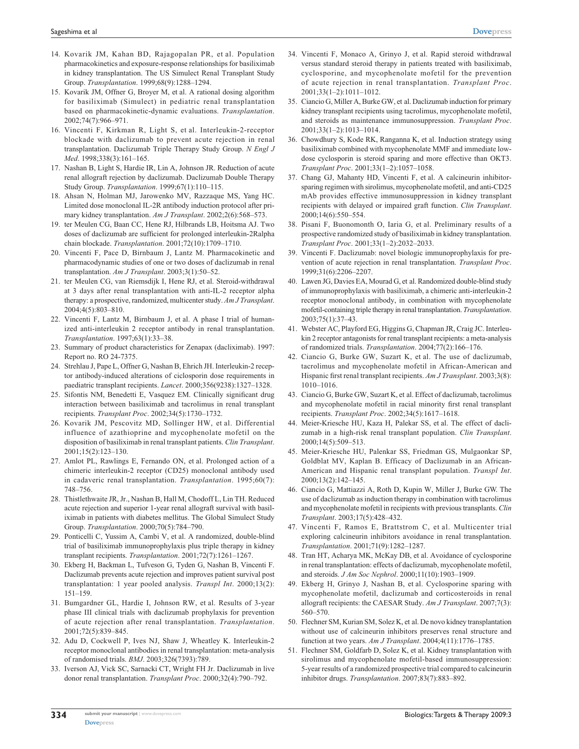14. Kovarik JM, Kahan BD, Rajagopalan PR, et al. Population pharmacokinetics and exposure-response relationships for basiliximab in kidney transplantation. The US Simulect Renal Transplant Study Group. *Transplantation*. 1999;68(9):1288–1294.
15. Kovarik JM, Offner G, Broyer M, et al. A rational dosing algorithm for basiliximab (Simulect) in pediatric renal transplantation based on pharmacokinetic-dynamic evaluations. *Transplantation*. 2002;74(7):966–971.
16. Vincenti F, Kirkman R, Light S, et al. Interleukin-2-receptor blockade with daclizumab to prevent acute rejection in renal transplantation. Daclizumab Triple Therapy Study Group. *N Engl J Med*. 1998;338(3):161–165.
17. Nashan B, Light S, Hardie IR, Lin A, Johnson JR. Reduction of acute renal allograft rejection by daclizumab. Daclizumab Double Therapy Study Group. *Transplantation*. 1999;67(1):110–115.
18. Ahsan N, Holman MJ, Jarowenko MV, Razzaque MS, Yang HC. Limited dose monoclonal IL-2R antibody induction protocol after primary kidney transplantation. *Am J Transplant*. 2002;2(6):568–573.
19. ter Meulen CG, Baan CC, Hene RJ, Hilbrands LB, Hoitsma AJ. Two doses of daclizumab are sufficient for prolonged interleukin-2Ralpha chain blockade. *Transplantation*. 2001;72(10):1709–1710.
20. Vincenti F, Pace D, Birnbaum J, Lantz M. Pharmacokinetic and pharmacodynamic studies of one or two doses of daclizumab in renal transplantation. *Am J Transplant*. 2003;3(1):50–52.
21. ter Meulen CG, van Riemsdijk I, Hene RJ, et al. Steroid-withdrawal at 3 days after renal transplantation with anti-IL-2 receptor alpha therapy: a prospective, randomized, multicenter study. *Am J Transplant*. 2004;4(5):803–810.
22. Vincenti F, Lantz M, Birnbaum J, et al. A phase I trial of humanized anti-interleukin 2 receptor antibody in renal transplantation. *Transplantation*. 1997;63(1):33–38.
23. Summary of product characteristics for Zenapax (dacliximab). 1997: Report no. RO 24-7375.
24. Strehlau J, Pape L, Offner G, Nashan B, Ehrich JH. Interleukin-2 receptor antibody-induced alterations of ciclosporin dose requirements in paediatric transplant recipients. *Lancet*. 2000;356(9238):1327–1328.
25. Sifontis NM, Benedetti E, Vasquez EM. Clinically significant drug interaction between basiliximab and tacrolimus in renal transplant recipients. *Transplant Proc*. 2002;34(5):1730–1732.
26. Kovarik JM, Pescovitz MD, Sollinger HW, et al. Differential influence of azathioprine and mycophenolate mofetil on the disposition of basiliximab in renal transplant patients. *Clin Transplant*. 2001;15(2):123–130.
27. Amlot PL, Rawlings E, Fernando ON, et al. Prolonged action of a chimeric interleukin-2 receptor (CD25) monoclonal antibody used in cadaveric renal transplantation. *Transplantation*. 1995;60(7): 748–756.
28. Thistlethwaite JR, Jr., Nashan B, Hall M, Chodoff L, Lin TH. Reduced acute rejection and superior 1-year renal allograft survival with basiliximab in patients with diabetes mellitus. The Global Simulect Study Group. *Transplantation*. 2000;70(5):784–790.
29. Ponticelli C, Yussim A, Cambi V, et al. A randomized, double-blind trial of basiliximab immunoprophylaxis plus triple therapy in kidney transplant recipients. *Transplantation*. 2001;72(7):1261–1267.
30. Ekberg H, Backman L, Tufveson G, Tyden G, Nashan B, Vincenti F. Daclizumab prevents acute rejection and improves patient survival post transplantation: 1 year pooled analysis. *Transpl Int*. 2000;13(2): 151–159.
31. Bumgardner GL, Hardie I, Johnson RW, et al. Results of 3-year phase III clinical trials with daclizumab prophylaxis for prevention of acute rejection after renal transplantation. *Transplantation*. 2001;72(5):839–845.
32. Adu D, Cockwell P, Ives NJ, Shaw J, Wheatley K. Interleukin-2 receptor monoclonal antibodies in renal transplantation: meta-analysis of randomised trials. *BMJ*. 2003;326(7393):789.
33. Iverson AJ, Vick SC, Sarnacki CT, Wright FH Jr. Daclizumab in live donor renal transplantation. *Transplant Proc*. 2000;32(4):790–792.
34. Vincenti F, Monaco A, Grinyo J, et al. Rapid steroid withdrawal versus standard steroid therapy in patients treated with basiliximab, cyclosporine, and mycophenolate mofetil for the prevention of acute rejection in renal transplantation. *Transplant Proc*. 2001;33(1–2):1011–1012.
35. Ciancio G, Miller A, Burke GW, et al. Daclizumab induction for primary kidney transplant recipients using tacrolimus, mycophenolate mofetil, and steroids as maintenance immunosuppression. *Transplant Proc*. 2001;33(1–2):1013–1014.
36. Chowdhury S, Kode RK, Ranganna K, et al. Induction strategy using basiliximab combined with mycophenolate MMF and immediate low-dose cyclosporin is steroid sparing and more effective than OKT3. *Transplant Proc*. 2001;33(1–2):1057–1058.
37. Chang GJ, Mahanty HD, Vincenti F, et al. A calcineurin inhibitor-sparing regimen with sirolimus, mycophenolate mofetil, and anti-CD25 mAb provides effective immunosuppression in kidney transplant recipients with delayed or impaired graft function. *Clin Transplant*. 2000;14(6):550–554.
38. Pisani F, Buonomonth O, Iaria G, et al. Preliminary results of a prospective randomized study of basiliximab in kidney transplantation. *Transplant Proc*. 2001;33(1–2):2032–2033.
39. Vincenti F. Daclizumab: novel biologic immunoprophylaxis for prevention of acute rejection in renal transplantation. *Transplant Proc*. 1999;31(6):2206–2207.
40. Lawen JG, Davies EA, Mourad G, et al. Randomized double-blind study of immunoprophylaxis with basiliximab, a chimeric anti-interleukin-2 receptor monoclonal antibody, in combination with mycophenolate mofetil-containing triple therapy in renal transplantation. *Transplantation*. 2003;75(1):37–43.
41. Webster AC, Playford EG, Higgins G, Chapman JR, Craig JC. Interleukin 2 receptor antagonists for renal transplant recipients: a meta-analysis of randomized trials. *Transplantation*. 2004;77(2):166–176.
42. Ciancio G, Burke GW, Suzart K, et al. The use of daclizumab, tacrolimus and mycophenolate mofetil in African-American and Hispanic first renal transplant recipients. *Am J Transplant*. 2003;3(8): 1010–1016.
43. Ciancio G, Burke GW, Suzart K, et al. Effect of daclizumab, tacrolimus and mycophenolate mofetil in racial minority first renal transplant recipients. *Transplant Proc*. 2002;34(5):1617–1618.
44. Meier-Kriesche HU, Kaza H, Palekar SS, et al. The effect of daclizumab in a high-risk renal transplant population. *Clin Transplant*. 2000;14(5):509–513.
45. Meier-Kriesche HU, Palenkar SS, Friedman GS, Mulgaonkar SP, Goldblat MV, Kaplan B. Efficacy of Daclizumab in an African-American and Hispanic renal transplant population. *Transpl Int*. 2000;13(2):142–145.
46. Ciancio G, Mattiazzi A, Roth D, Kupin W, Miller J, Burke GW. The use of daclizumab as induction therapy in combination with tacrolimus and mycophenolate mofetil in recipients with previous transplants. *Clin Transplant*. 2003;17(5):428–432.
47. Vincenti F, Ramos E, Brattstrom C, et al. Multicenter trial exploring calcineurin inhibitors avoidance in renal transplantation. *Transplantation*. 2001;71(9):1282–1287.
48. Tran HT, Acharya MK, McKay DB, et al. Avoidance of cyclosporine in renal transplantation: effects of daclizumab, mycophenolate mofetil, and steroids. *J Am Soc Nephrol*. 2000;11(10):1903–1909.
49. Ekberg H, Grinyo J, Nashan B, et al. Cyclosporine sparing with mycophenolate mofetil, daclizumab and corticosteroids in renal allograft recipients: the CAESAR Study. *Am J Transplant*. 2007;7(3): 560–570.
50. Flechner SM, Kurian SM, Solez K, et al. De novo kidney transplantation without use of calcineurin inhibitors preserves renal structure and function at two years. *Am J Transplant*. 2004;4(11):1776–1785.
51. Flechner SM, Goldfarb D, Solez K, et al. Kidney transplantation with sirolimus and mycophenolate mofetil-based immunosuppression: 5-year results of a randomized prospective trial compared to calcineurin inhibitor drugs. *Transplantation*. 2007;83(7):883–892.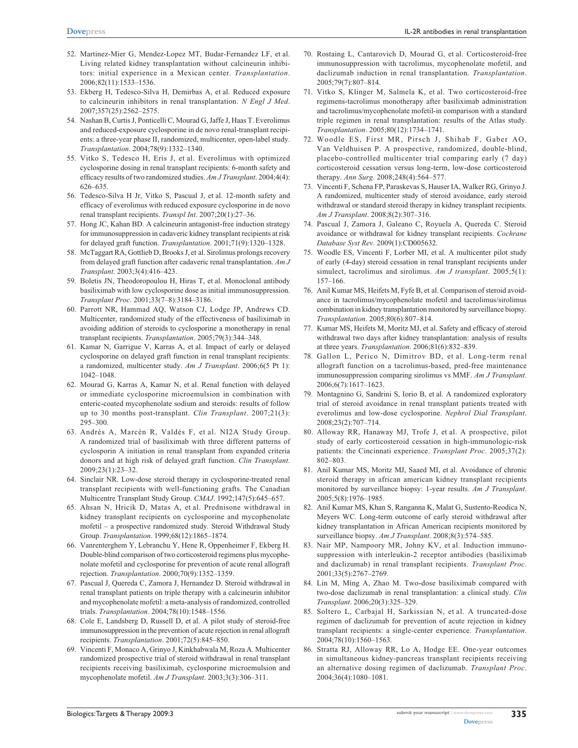52. Martinez-Mier G, Mendez-Lopez MT, Budar-Fernandez LF, et al. Living related kidney transplantation without calcineurin inhibitors: initial experience in a Mexican center. *Transplantation*. 2006;82(11):1533–1536.
53. Ekberg H, Tedesco-Silva H, Demirbas A, et al. Reduced exposure to calcineurin inhibitors in renal transplantation. *N Engl J Med*. 2007;357(25):2562–2575.
54. Nashan B, Curtis J, Ponticelli C, Mourad G, Jaffe J, Haas T. Everolimus and reduced-exposure cyclosporine in de novo renal-transplant recipients: a three-year phase II, randomized, multicenter, open-label study. *Transplantation*. 2004;78(9):1332–1340.
55. Vitko S, Tedesco H, Eris J, et al. Everolimus with optimized cyclosporine dosing in renal transplant recipients: 6-month safety and efficacy results of two randomized studies. *Am J Transplant*. 2004;4(4): 626–635.
56. Tedesco-Silva H Jr, Vitko S, Pascual J, et al. 12-month safety and efficacy of everolimus with reduced exposure cyclosporine in de novo renal transplant recipients. *Transpl Int*. 2007;20(1):27–36.
57. Hong JC, Kahan BD. A calcineurin antagonist-free induction strategy for immunosuppression in cadaveric kidney transplant recipients at risk for delayed graft function. *Transplantation*. 2001;71(9):1320–1328.
58. McTaggart RA, Gottlieb D, Brooks J, et al. Sirolimus prolongs recovery from delayed graft function after cadaveric renal transplantation. *Am J Transplant*. 2003;3(4):416–423.
59. Boletis JN, Theodoropoulou H, Hiras T, et al. Monoclonal antibody basiliximab with low cyclosporine dose as initial immunosuppression. *Transplant Proc*. 2001;33(7–8):3184–3186.
60. Parrott NR, Hammad AQ, Watson CJ, Lodge JP, Andrews CD. Multicenter, randomized study of the effectiveness of basiliximab in avoiding addition of steroids to cyclosporine a monotherapy in renal transplant recipients. *Transplantation*. 2005;79(3):344–348.
61. Kamar N, Garrigue V, Karras A, et al. Impact of early or delayed cyclosporine on delayed graft function in renal transplant recipients: a randomized, multicenter study. *Am J Transplant*. 2006;6(5 Pt 1): 1042–1048.
62. Mourad G, Karras A, Kamar N, et al. Renal function with delayed or immediate cyclosporine microemulsion in combination with enteric-coated mycophenolate sodium and steroids: results of follow up to 30 months post-transplant. *Clin Transplant*. 2007;21(3): 295–300.
63. Andrés A, Marcén R, Valdés F, et al. NI2A Study Group. A randomized trial of basiliximab with three different patterns of cyclosporin A initiation in renal transplant from expanded criteria donors and at high risk of delayed graft function. *Clin Transplant*. 2009;23(1):23–32.
64. Sinclair NR. Low-dose steroid therapy in cyclosporine-treated renal transplant recipients with well-functioning grafts. The Canadian Multicentre Transplant Study Group. *CMAJ*. 1992;147(5):645–657.
65. Ahsan N, Hricik D, Matas A, et al. Prednisone withdrawal in kidney transplant recipients on cyclosporine and mycophenolate mofetil – a prospective randomized study. Steroid Withdrawal Study Group. *Transplantation*. 1999;68(12):1865–1874.
66. Vanrenterghem Y, Lebranchu Y, Hene R, Oppenheimer F, Ekberg H. Double-blind comparison of two corticosteroid regimens plus mycophenolate mofetil and cyclosporine for prevention of acute renal allograft rejection. *Transplantation*. 2000;70(9):1352–1359.
67. Pascual J, Quereda C, Zamora J, Hernandez D. Steroid withdrawal in renal transplant patients on triple therapy with a calcineurin inhibitor and mycophenolate mofetil: a meta-analysis of randomized, controlled trials. *Transplantation*. 2004;78(10):1548–1556.
68. Cole E, Landsberg D, Russell D, et al. A pilot study of steroid-free immunosuppression in the prevention of acute rejection in renal allograft recipients. *Transplantation*. 2001;72(5):845–850.
69. Vincenti F, Monaco A, Grinyo J, Kinkhabwala M, Roza A. Multicenter randomized prospective trial of steroid withdrawal in renal transplant recipients receiving basiliximab, cyclosporine microemulsion and mycophenolate mofetil. *Am J Transplant*. 2003;3(3):306–311.
70. Rostaing L, Cantarovich D, Mourad G, et al. Corticosteroid-free immunosuppression with tacrolimus, mycophenolate mofetil, and daclizumab induction in renal transplantation. *Transplantation*. 2005;79(7):807–814.
71. Vitko S, Klinger M, Salmela K, et al. Two corticosteroid-free regimens-tacrolimus monotherapy after basiliximab administration and tacrolimus/mycophenolate mofetil-in comparison with a standard triple regimen in renal transplantation: results of the Atlas study. *Transplantation*. 2005;80(12):1734–1741.
72. Woodle ES, First MR, Pirsch J, Shihab F, Gaber AO, Van Veldhuisen P. A prospective, randomized, double-blind, placebo-controlled multicenter trial comparing early (7 day) corticosteroid cessation versus long-term, low-dose corticosteroid therapy. *Ann Surg*. 2008;248(4):564–577.
73. Vincenti F, Schena FP, Paraskevas S, Hauser IA, Walker RG, Grinyo J. A randomized, multicenter study of steroid avoidance, early steroid withdrawal or standard steroid therapy in kidney transplant recipients. *Am J Transplant*. 2008;8(2):307–316.
74. Pascual J, Zamora J, Galeano C, Royuela A, Quereda C. Steroid avoidance or withdrawal for kidney transplant recipients. *Cochrane Database Syst Rev*. 2009(1):CD005632.
75. Woodle ES, Vincenti F, Lorber MI, et al. A multicenter pilot study of early (4-day) steroid cessation in renal transplant recipients under simulect, tacrolimus and sirolimus. *Am J transplant*. 2005;5(1): 157–166.
76. Anil Kumar MS, Heifets M, Fyfe B, et al. Comparison of steroid avoidance in tacrolimus/mycophenolate mofetil and tacrolimus/sirolimus combination in kidney transplantation monitored by surveillance biopsy. *Transplantation*. 2005;80(6):807–814.
77. Kumar MS, Heifets M, Moritz MJ, et al. Safety and efficacy of steroid withdrawal two days after kidney transplantation: analysis of results at three years. *Transplantation*. 2006;81(6):832–839.
78. Gallon L, Perico N, Dimitrov BD, et al. Long-term renal allograft function on a tacrolimus-based, pred-free maintenance immunosuppression comparing sirolimus vs MMF. *Am J Transplant*. 2006;6(7):1617–1623.
79. Montagnino G, Sandrini S, Iorio B, et al. A randomized exploratory trial of steroid avoidance in renal transplant patients treated with everolimus and low-dose cyclosporine. *Nephrol Dial Transplant*. 2008;23(2):707–714.
80. Alloway RR, Hanaway MJ, Trofe J, et al. A prospective, pilot study of early corticosteroid cessation in high-immunologic-risk patients: the Cincinnati experience. *Transplant Proc*. 2005;37(2): 802–803.
81. Anil Kumar MS, Moritz MJ, Saaed MI, et al. Avoidance of chronic steroid therapy in african american kidney transplant recipients monitored by surveillance biopsy: 1-year results. *Am J Transplant*. 2005;5(8):1976–1985.
82. Anil Kumar MS, Khan S, Ranganna K, Malat G, Sustento-Reodica N, Meyers WC. Long-term outcome of early steroid withdrawal after kidney transplantation in African American recipients monitored by surveillance biopsy. *Am J Transplant*. 2008;8(3):574–585.
83. Nair MP, Nampoory MR, Johny KV, et al. Induction immunosuppression with interleukin-2 receptor antibodies (basiliximab and daclizumab) in renal transplant recipients. *Transplant Proc*. 2001;33(5):2767–2769.
84. Lin M, Ming A, Zhao M. Two-dose basiliximab compared with two-dose daclizumab in renal transplantation: a clinical study. *Clin Transplant*. 2006;20(3):325–329.
85. Soltero L, Carbajal H, Sarkissian N, et al. A truncated-dose regimen of daclizumab for prevention of acute rejection in kidney transplant recipients: a single-center experience. *Transplantation*. 2004;78(10):1560–1563.
86. Stratta RJ, Alloway RR, Lo A, Hodge EE. One-year outcomes in simultaneous kidney-pancreas transplant recipients receiving an alternative dosing regimen of daclizumab. *Transplant Proc*. 2004;36(4):1080–1081.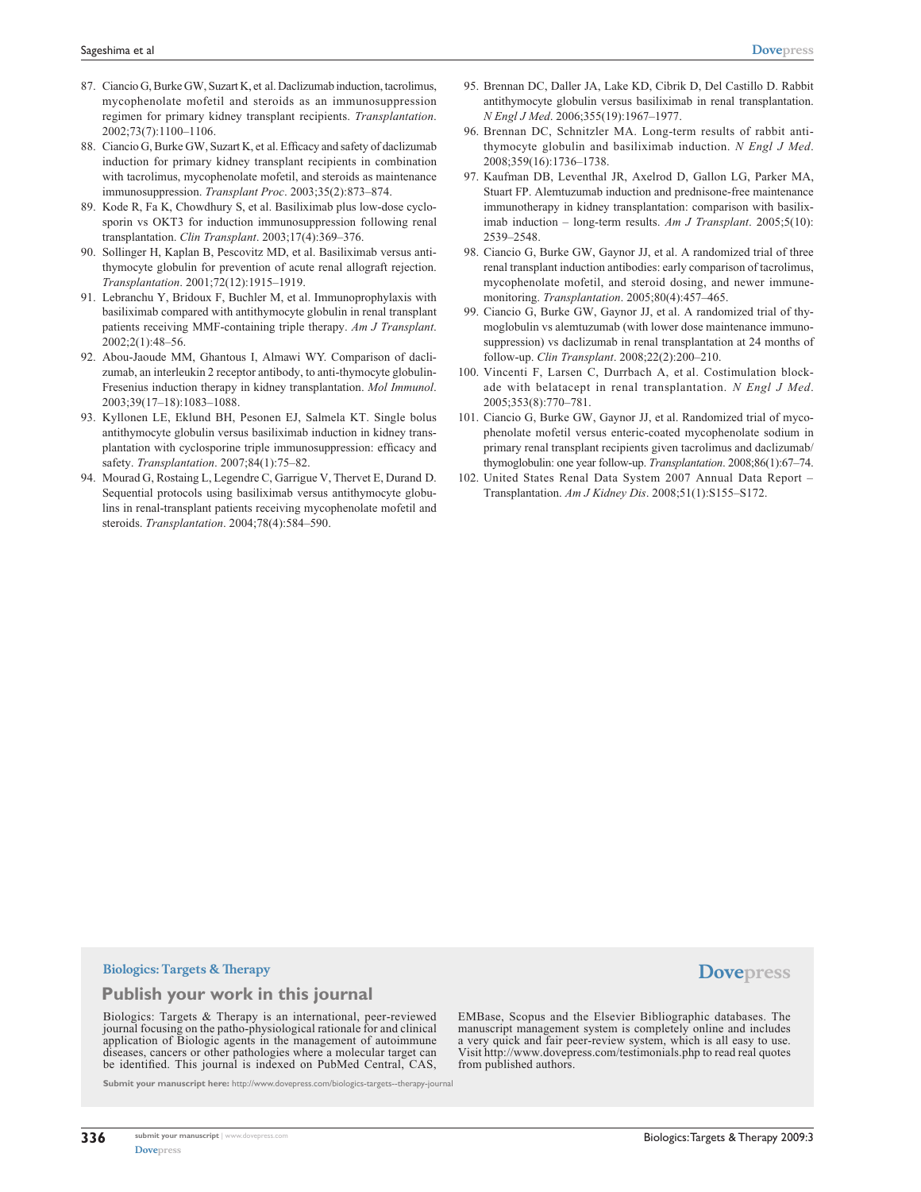87. Ciancio G, Burke GW, Suzart K, et al. Daclizumab induction, tacrolimus, mycophenolate mofetil and steroids as an immunosuppression regimen for primary kidney transplant recipients. *Transplantation*. 2002;73(7):1100–1106.
88. Ciancio G, Burke GW, Suzart K, et al. Efficacy and safety of daclizumab induction for primary kidney transplant recipients in combination with tacrolimus, mycophenolate mofetil, and steroids as maintenance immunosuppression. *Transplant Proc*. 2003;35(2):873–874.
89. Kode R, Fa K, Chowdhury S, et al. Basiliximab plus low-dose cyclosporin vs OKT3 for induction immunosuppression following renal transplantation. *Clin Transplant*. 2003;17(4):369–376.
90. Sollinger H, Kaplan B, Pescovitz MD, et al. Basiliximab versus antithymocyte globulin for prevention of acute renal allograft rejection. *Transplantation*. 2001;72(12):1915–1919.
91. Lebranchu Y, Bridoux F, Buchler M, et al. Immunoprophylaxis with basiliximab compared with antithymocyte globulin in renal transplant patients receiving MMF-containing triple therapy. *Am J Transplant*. 2002;2(1):48–56.
92. Abou-Jaoude MM, Ghantous I, Almawi WY. Comparison of daclizumab, an interleukin 2 receptor antibody, to anti-thymocyte globulin-Fresenius induction therapy in kidney transplantation. *Mol Immunol*. 2003;39(17–18):1083–1088.
93. Kyllonen LE, Eklund BH, Pesonen EJ, Salmela KT. Single bolus antithymocyte globulin versus basiliximab induction in kidney transplantation with cyclosporine triple immunosuppression: efficacy and safety. *Transplantation*. 2007;84(1):75–82.
94. Mourad G, Rostaing L, Legendre C, Garrigue V, Thervet E, Durand D. Sequential protocols using basiliximab versus antithymocyte globulins in renal-transplant patients receiving mycophenolate mofetil and steroids. *Transplantation*. 2004;78(4):584–590.
95. Brennan DC, Daller JA, Lake KD, Cibrik D, Del Castillo D. Rabbit antithymocyte globulin versus basiliximab in renal transplantation. *N Engl J Med*. 2006;355(19):1967–1977.
96. Brennan DC, Schnitzler MA. Long-term results of rabbit antithymocyte globulin and basiliximab induction. *N Engl J Med*. 2008;359(16):1736–1738.
97. Kaufman DB, Leventhal JR, Axelrod D, Gallon LG, Parker MA, Stuart FP. Alemtuzumab induction and prednisone-free maintenance immunotherapy in kidney transplantation: comparison with basiliximab induction – long-term results. *Am J Transplant*. 2005;5(10):2539–2548.
98. Ciancio G, Burke GW, Gaynor JJ, et al. A randomized trial of three renal transplant induction antibodies: early comparison of tacrolimus, mycophenolate mofetil, and steroid dosing, and newer immune-monitoring. *Transplantation*. 2005;80(4):457–465.
99. Ciancio G, Burke GW, Gaynor JJ, et al. A randomized trial of thymoglobulin vs alemtuzumab (with lower dose maintenance immunosuppression) vs daclizumab in renal transplantation at 24 months of follow-up. *Clin Transplant*. 2008;22(2):200–210.
100. Vincenti F, Larsen C, Durrbach A, et al. Costimulation blockade with belatacept in renal transplantation. *N Engl J Med*. 2005;353(8):770–781.
101. Ciancio G, Burke GW, Gaynor JJ, et al. Randomized trial of mycophenolate mofetil versus enteric-coated mycophenolate sodium in primary renal transplant recipients given tacrolimus and daclizumab/thymoglobulin: one year follow-up. *Transplantation*. 2008;86(1):67–74.
102. United States Renal Data System 2007 Annual Data Report – Transplantation. *Am J Kidney Dis*. 2008;51(1):S155–S172.

**Biologics: Targets & Therapy**

**Publish your work in this journal**

Biologics: Targets & Therapy is an international, peer-reviewed journal focusing on the patho-physiological rationale for and clinical application of Biologic agents in the management of autoimmune diseases, cancers or other pathologies where a molecular target can be identified. This journal is indexed on PubMed Central, CAS, EMBase, Scopus and the Elsevier Bibliographic databases. The manuscript management system is completely online and includes a very quick and fair peer-review system, which is all easy to use. Visit http://www.dovepress.com/testimonials.php to read real quotes from published authors.

**Submit your manuscript here:** http://www.dovepress.com/biologics-targets--therapy-journal